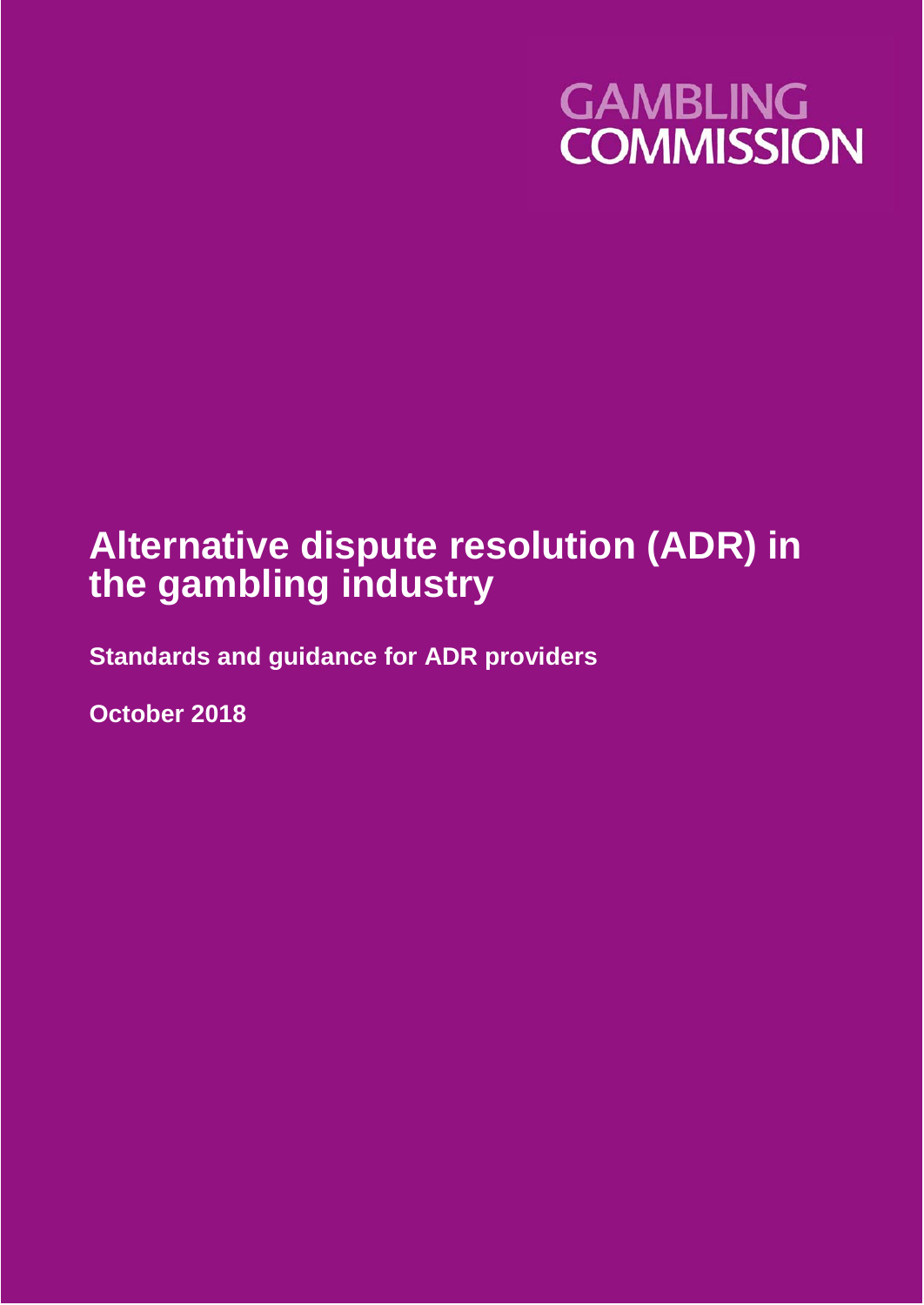GAMBLING COMMISSION

# Alternative dispute resolution (ADR) in the gambling industry

**Standards and guidance for ADR providers**

**October 2018**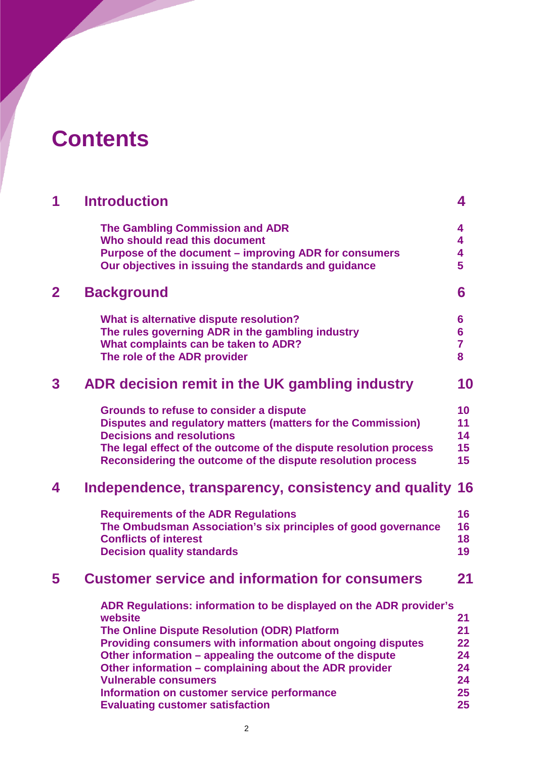# Contents

| | | |
|---|---|---|
| **1** | **Introduction** | **4** |
| | The Gambling Commission and ADR | 4 |
| | Who should read this document | 4 |
| | Purpose of the document – improving ADR for consumers | 4 |
| | Our objectives in issuing the standards and guidance | 5 |
| **2** | **Background** | **6** |
| | What is alternative dispute resolution? | 6 |
| | The rules governing ADR in the gambling industry | 6 |
| | What complaints can be taken to ADR? | 7 |
| | The role of the ADR provider | 8 |
| **3** | **ADR decision remit in the UK gambling industry** | **10** |
| | Grounds to refuse to consider a dispute | 10 |
| | Disputes and regulatory matters (matters for the Commission) | 11 |
| | Decisions and resolutions | 14 |
| | The legal effect of the outcome of the dispute resolution process | 15 |
| | Reconsidering the outcome of the dispute resolution process | 15 |
| **4** | **Independence, transparency, consistency and quality** | **16** |
| | Requirements of the ADR Regulations | 16 |
| | The Ombudsman Association's six principles of good governance | 16 |
| | Conflicts of interest | 18 |
| | Decision quality standards | 19 |
| **5** | **Customer service and information for consumers** | **21** |
| | ADR Regulations: information to be displayed on the ADR provider's website | 21 |
| | The Online Dispute Resolution (ODR) Platform | 21 |
| | Providing consumers with information about ongoing disputes | 22 |
| | Other information – appealing the outcome of the dispute | 24 |
| | Other information – complaining about the ADR provider | 24 |
| | Vulnerable consumers | 24 |
| | Information on customer service performance | 25 |
| | Evaluating customer satisfaction | 25 |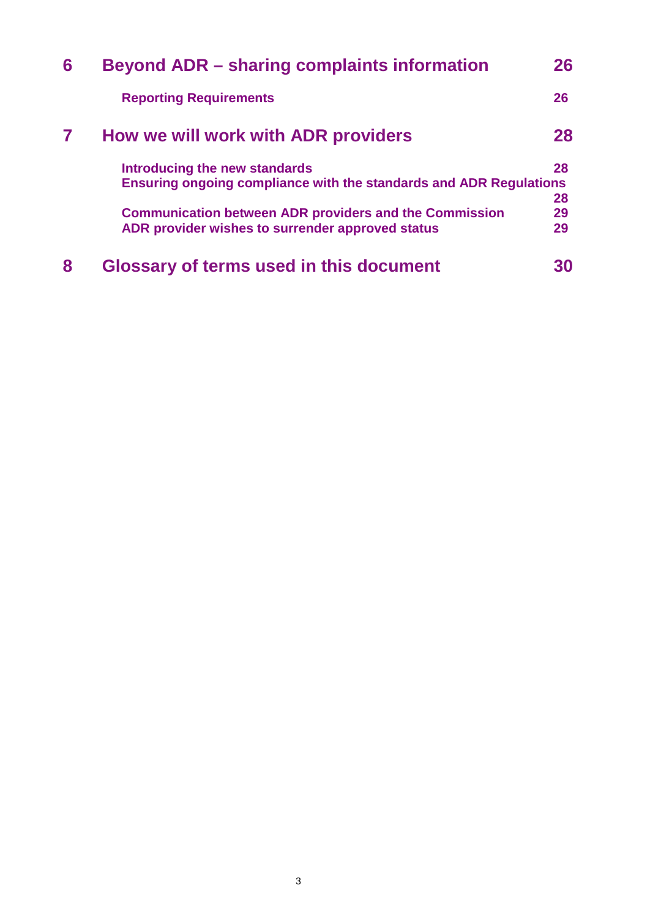| | | |
|---|---|---|
| **6** | **Beyond ADR – sharing complaints information** | **26** |
| | **Reporting Requirements** | **26** |
| **7** | **How we will work with ADR providers** | **28** |
| | **Introducing the new standards** | **28** |
| | **Ensuring ongoing compliance with the standards and ADR Regulations** | **28** |
| | **Communication between ADR providers and the Commission** | **29** |
| | **ADR provider wishes to surrender approved status** | **29** |
| **8** | **Glossary of terms used in this document** | **30** |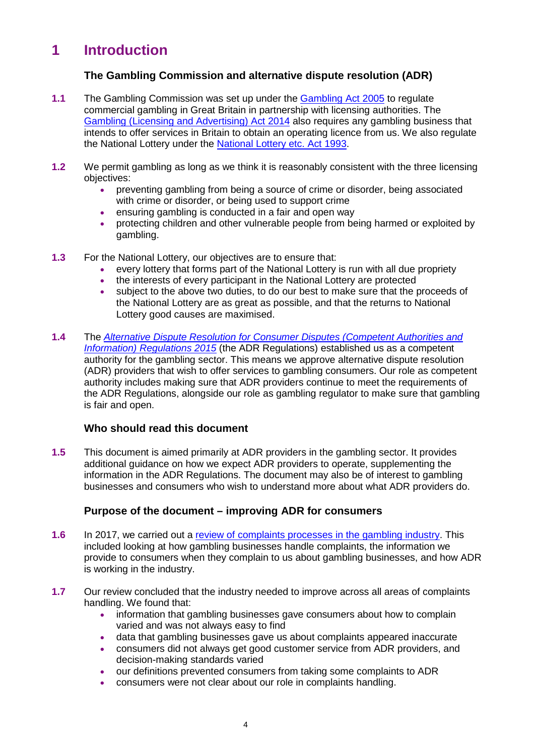# 1 Introduction

## The Gambling Commission and alternative dispute resolution (ADR)

**1.1** The Gambling Commission was set up under the Gambling Act 2005 to regulate commercial gambling in Great Britain in partnership with licensing authorities. The Gambling (Licensing and Advertising) Act 2014 also requires any gambling business that intends to offer services in Britain to obtain an operating licence from us. We also regulate the National Lottery under the National Lottery etc. Act 1993.

**1.2** We permit gambling as long as we think it is reasonably consistent with the three licensing objectives:

- preventing gambling from being a source of crime or disorder, being associated with crime or disorder, or being used to support crime
- ensuring gambling is conducted in a fair and open way
- protecting children and other vulnerable people from being harmed or exploited by gambling.

**1.3** For the National Lottery, our objectives are to ensure that:

- every lottery that forms part of the National Lottery is run with all due propriety
- the interests of every participant in the National Lottery are protected
- subject to the above two duties, to do our best to make sure that the proceeds of the National Lottery are as great as possible, and that the returns to National Lottery good causes are maximised.

**1.4** The *Alternative Dispute Resolution for Consumer Disputes (Competent Authorities and Information) Regulations 2015* (the ADR Regulations) established us as a competent authority for the gambling sector. This means we approve alternative dispute resolution (ADR) providers that wish to offer services to gambling consumers. Our role as competent authority includes making sure that ADR providers continue to meet the requirements of the ADR Regulations, alongside our role as gambling regulator to make sure that gambling is fair and open.

## Who should read this document

**1.5** This document is aimed primarily at ADR providers in the gambling sector. It provides additional guidance on how we expect ADR providers to operate, supplementing the information in the ADR Regulations. The document may also be of interest to gambling businesses and consumers who wish to understand more about what ADR providers do.

## Purpose of the document – improving ADR for consumers

**1.6** In 2017, we carried out a review of complaints processes in the gambling industry. This included looking at how gambling businesses handle complaints, the information we provide to consumers when they complain to us about gambling businesses, and how ADR is working in the industry.

**1.7** Our review concluded that the industry needed to improve across all areas of complaints handling. We found that:

- information that gambling businesses gave consumers about how to complain varied and was not always easy to find
- data that gambling businesses gave us about complaints appeared inaccurate
- consumers did not always get good customer service from ADR providers, and decision-making standards varied
- our definitions prevented consumers from taking some complaints to ADR
- consumers were not clear about our role in complaints handling.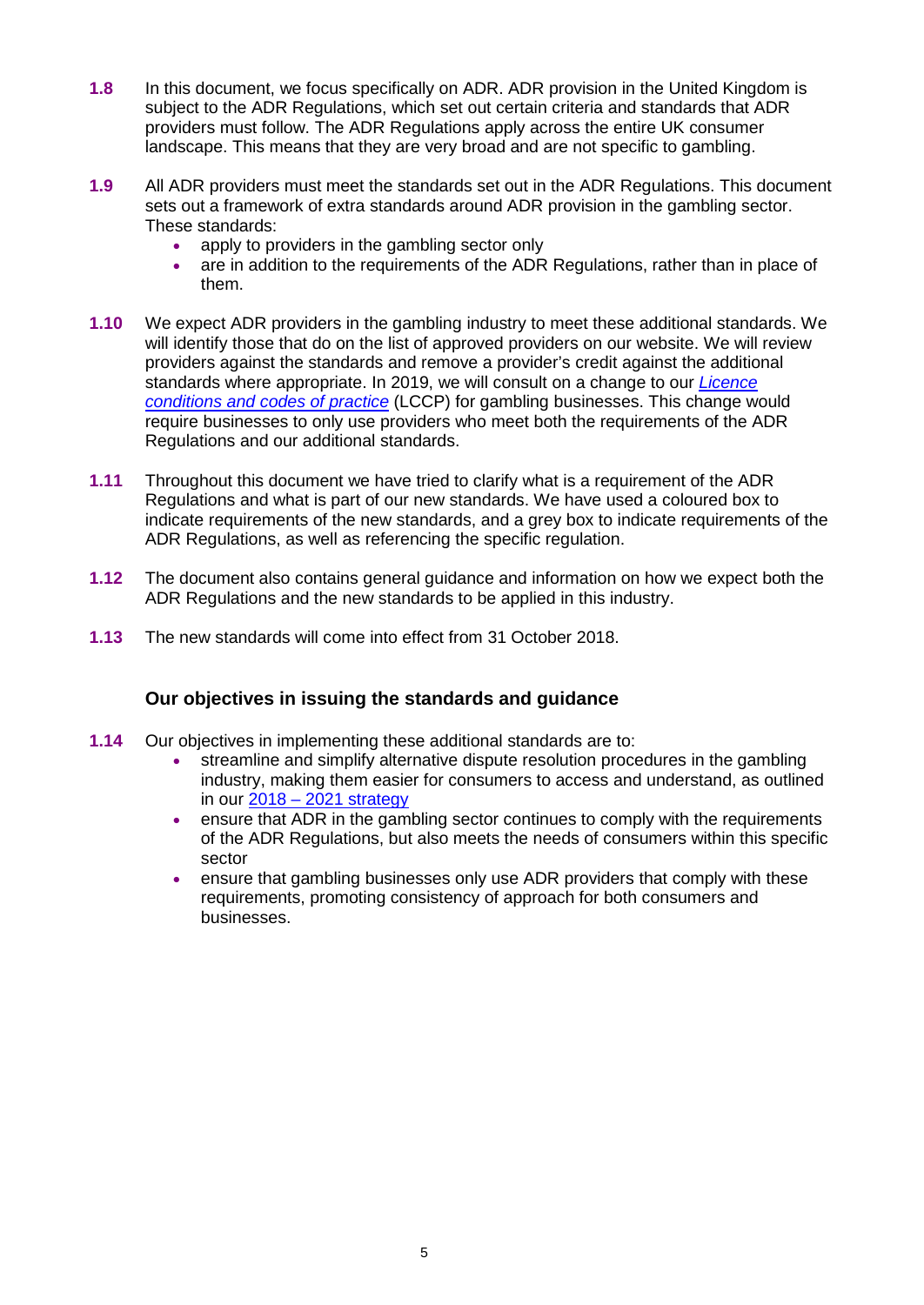**1.8** In this document, we focus specifically on ADR. ADR provision in the United Kingdom is subject to the ADR Regulations, which set out certain criteria and standards that ADR providers must follow. The ADR Regulations apply across the entire UK consumer landscape. This means that they are very broad and are not specific to gambling.

**1.9** All ADR providers must meet the standards set out in the ADR Regulations. This document sets out a framework of extra standards around ADR provision in the gambling sector. These standards:

- apply to providers in the gambling sector only
- are in addition to the requirements of the ADR Regulations, rather than in place of them.

**1.10** We expect ADR providers in the gambling industry to meet these additional standards. We will identify those that do on the list of approved providers on our website. We will review providers against the standards and remove a provider's credit against the additional standards where appropriate. In 2019, we will consult on a change to our *Licence conditions and codes of practice* (LCCP) for gambling businesses. This change would require businesses to only use providers who meet both the requirements of the ADR Regulations and our additional standards.

**1.11** Throughout this document we have tried to clarify what is a requirement of the ADR Regulations and what is part of our new standards. We have used a coloured box to indicate requirements of the new standards, and a grey box to indicate requirements of the ADR Regulations, as well as referencing the specific regulation.

**1.12** The document also contains general guidance and information on how we expect both the ADR Regulations and the new standards to be applied in this industry.

**1.13** The new standards will come into effect from 31 October 2018.

### Our objectives in issuing the standards and guidance

**1.14** Our objectives in implementing these additional standards are to:

- streamline and simplify alternative dispute resolution procedures in the gambling industry, making them easier for consumers to access and understand, as outlined in our 2018 – 2021 strategy
- ensure that ADR in the gambling sector continues to comply with the requirements of the ADR Regulations, but also meets the needs of consumers within this specific sector
- ensure that gambling businesses only use ADR providers that comply with these requirements, promoting consistency of approach for both consumers and businesses.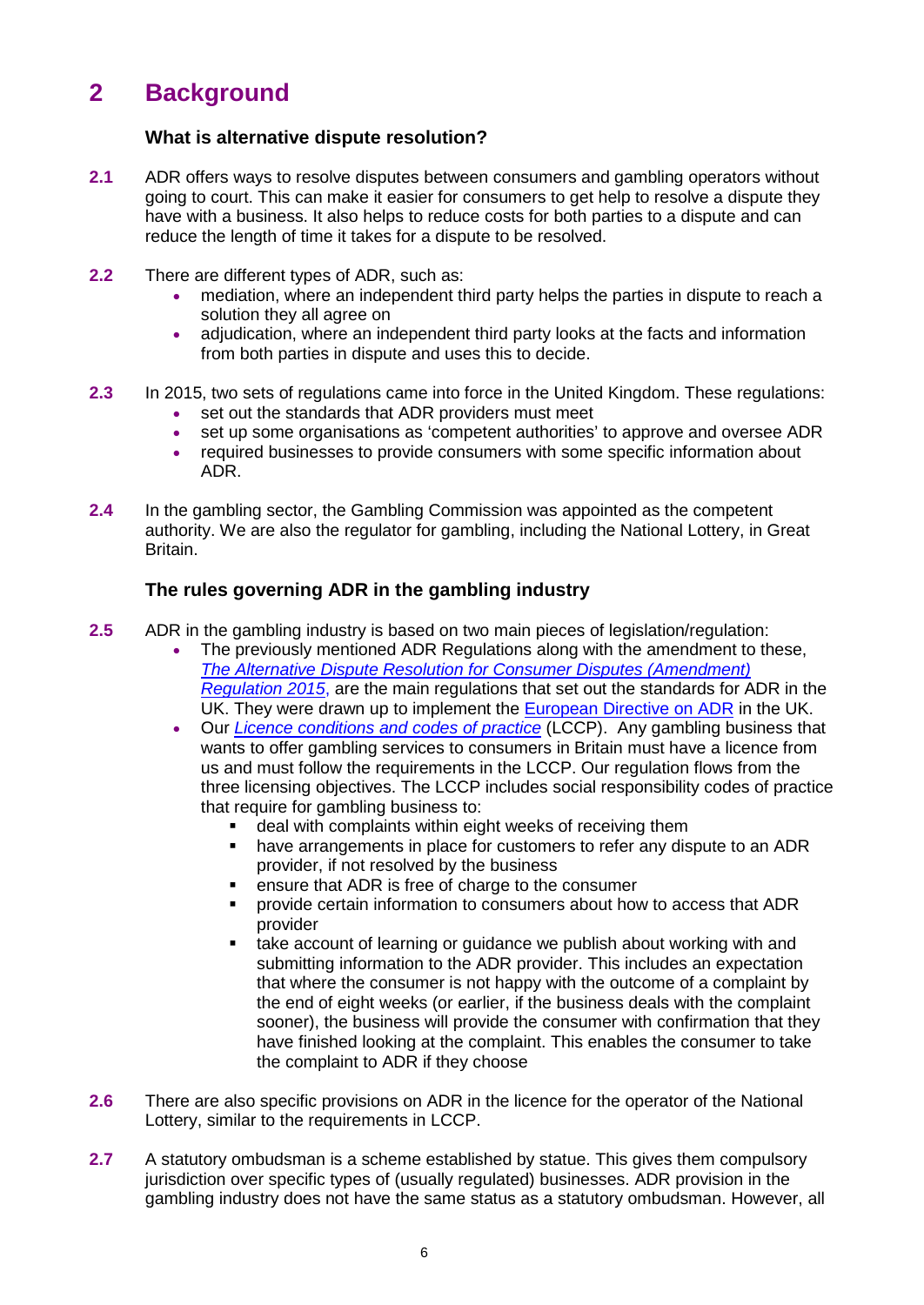# 2 Background

### What is alternative dispute resolution?

**2.1** ADR offers ways to resolve disputes between consumers and gambling operators without going to court. This can make it easier for consumers to get help to resolve a dispute they have with a business. It also helps to reduce costs for both parties to a dispute and can reduce the length of time it takes for a dispute to be resolved.

**2.2** There are different types of ADR, such as:

- mediation, where an independent third party helps the parties in dispute to reach a solution they all agree on
- adjudication, where an independent third party looks at the facts and information from both parties in dispute and uses this to decide.

**2.3** In 2015, two sets of regulations came into force in the United Kingdom. These regulations:

- set out the standards that ADR providers must meet
- set up some organisations as 'competent authorities' to approve and oversee ADR
- required businesses to provide consumers with some specific information about ADR.

**2.4** In the gambling sector, the Gambling Commission was appointed as the competent authority. We are also the regulator for gambling, including the National Lottery, in Great Britain.

### The rules governing ADR in the gambling industry

**2.5** ADR in the gambling industry is based on two main pieces of legislation/regulation:

- The previously mentioned ADR Regulations along with the amendment to these, *The Alternative Dispute Resolution for Consumer Disputes (Amendment) Regulation 2015*, are the main regulations that set out the standards for ADR in the UK. They were drawn up to implement the European Directive on ADR in the UK.
- Our *Licence conditions and codes of practice* (LCCP). Any gambling business that wants to offer gambling services to consumers in Britain must have a licence from us and must follow the requirements in the LCCP. Our regulation flows from the three licensing objectives. The LCCP includes social responsibility codes of practice that require for gambling business to:
  - deal with complaints within eight weeks of receiving them
  - have arrangements in place for customers to refer any dispute to an ADR provider, if not resolved by the business
  - ensure that ADR is free of charge to the consumer
  - provide certain information to consumers about how to access that ADR provider
  - take account of learning or guidance we publish about working with and submitting information to the ADR provider. This includes an expectation that where the consumer is not happy with the outcome of a complaint by the end of eight weeks (or earlier, if the business deals with the complaint sooner), the business will provide the consumer with confirmation that they have finished looking at the complaint. This enables the consumer to take the complaint to ADR if they choose

**2.6** There are also specific provisions on ADR in the licence for the operator of the National Lottery, similar to the requirements in LCCP.

**2.7** A statutory ombudsman is a scheme established by statue. This gives them compulsory jurisdiction over specific types of (usually regulated) businesses. ADR provision in the gambling industry does not have the same status as a statutory ombudsman. However, all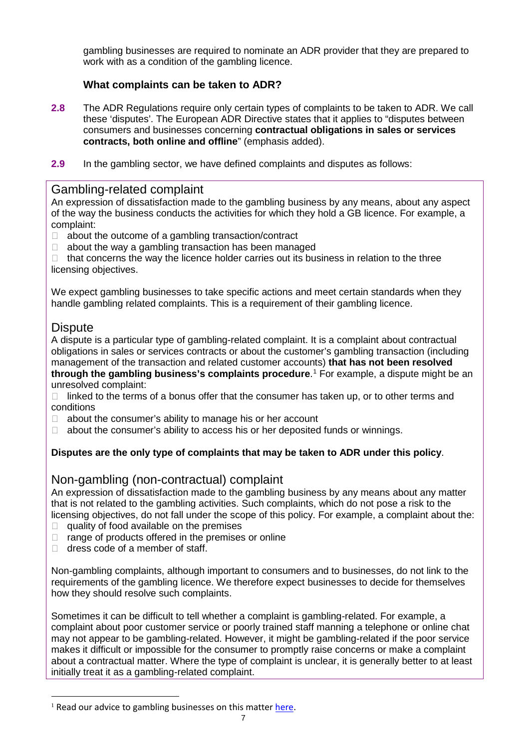gambling businesses are required to nominate an ADR provider that they are prepared to work with as a condition of the gambling licence.

### What complaints can be taken to ADR?

**2.8** The ADR Regulations require only certain types of complaints to be taken to ADR. We call these 'disputes'. The European ADR Directive states that it applies to "disputes between consumers and businesses concerning **contractual obligations in sales or services contracts, both online and offline**" (emphasis added).

**2.9** In the gambling sector, we have defined complaints and disputes as follows:

## Gambling-related complaint

An expression of dissatisfaction made to the gambling business by any means, about any aspect of the way the business conducts the activities for which they hold a GB licence. For example, a complaint:

- about the outcome of a gambling transaction/contract
- about the way a gambling transaction has been managed
- that concerns the way the licence holder carries out its business in relation to the three licensing objectives.

We expect gambling businesses to take specific actions and meet certain standards when they handle gambling related complaints. This is a requirement of their gambling licence.

## Dispute

A dispute is a particular type of gambling-related complaint. It is a complaint about contractual obligations in sales or services contracts or about the customer's gambling transaction (including management of the transaction and related customer accounts) **that has not been resolved through the gambling business's complaints procedure**.[1] For example, a dispute might be an unresolved complaint:

- linked to the terms of a bonus offer that the consumer has taken up, or to other terms and conditions
- about the consumer's ability to manage his or her account
- about the consumer's ability to access his or her deposited funds or winnings.

**Disputes are the only type of complaints that may be taken to ADR under this policy**.

## Non-gambling (non-contractual) complaint

An expression of dissatisfaction made to the gambling business by any means about any matter that is not related to the gambling activities. Such complaints, which do not pose a risk to the licensing objectives, do not fall under the scope of this policy. For example, a complaint about the:

- quality of food available on the premises
- range of products offered in the premises or online
- dress code of a member of staff.

Non-gambling complaints, although important to consumers and to businesses, do not link to the requirements of the gambling licence. We therefore expect businesses to decide for themselves how they should resolve such complaints.

Sometimes it can be difficult to tell whether a complaint is gambling-related. For example, a complaint about poor customer service or poorly trained staff manning a telephone or online chat may not appear to be gambling-related. However, it might be gambling-related if the poor service makes it difficult or impossible for the consumer to promptly raise concerns or make a complaint about a contractual matter. Where the type of complaint is unclear, it is generally better to at least initially treat it as a gambling-related complaint.

---

[1] Read our advice to gambling businesses on this matter here.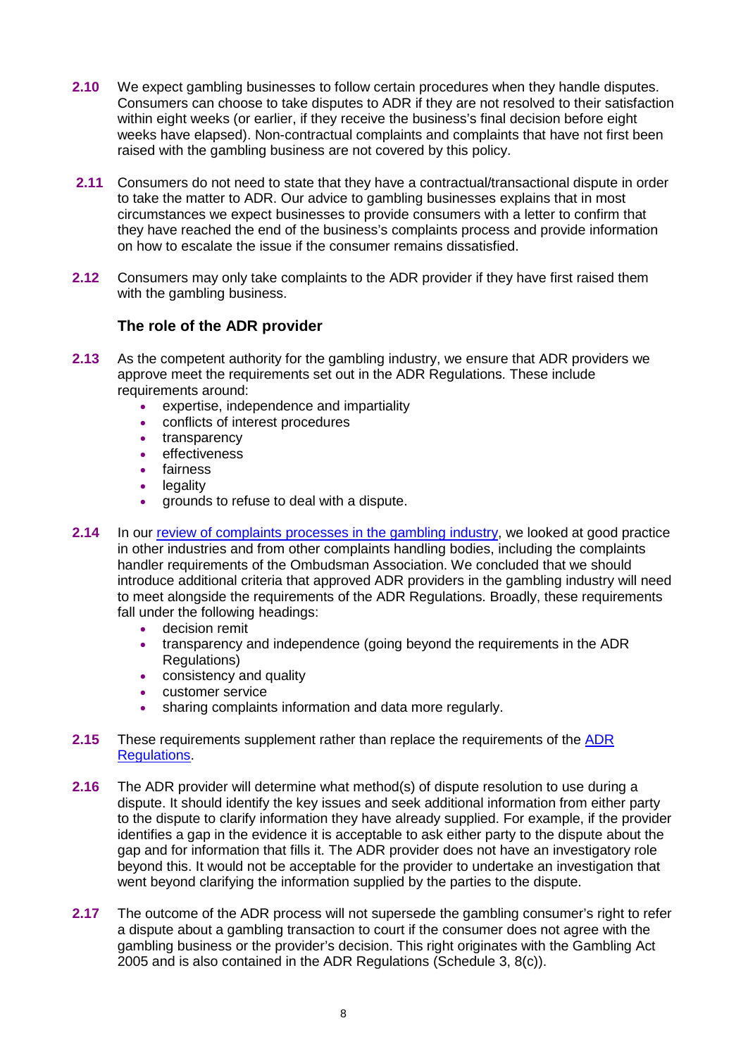**2.10** We expect gambling businesses to follow certain procedures when they handle disputes. Consumers can choose to take disputes to ADR if they are not resolved to their satisfaction within eight weeks (or earlier, if they receive the business's final decision before eight weeks have elapsed). Non-contractual complaints and complaints that have not first been raised with the gambling business are not covered by this policy.

**2.11** Consumers do not need to state that they have a contractual/transactional dispute in order to take the matter to ADR. Our advice to gambling businesses explains that in most circumstances we expect businesses to provide consumers with a letter to confirm that they have reached the end of the business's complaints process and provide information on how to escalate the issue if the consumer remains dissatisfied.

**2.12** Consumers may only take complaints to the ADR provider if they have first raised them with the gambling business.

### The role of the ADR provider

**2.13** As the competent authority for the gambling industry, we ensure that ADR providers we approve meet the requirements set out in the ADR Regulations. These include requirements around:

- expertise, independence and impartiality
- conflicts of interest procedures
- transparency
- effectiveness
- fairness
- legality
- grounds to refuse to deal with a dispute.

**2.14** In our review of complaints processes in the gambling industry, we looked at good practice in other industries and from other complaints handling bodies, including the complaints handler requirements of the Ombudsman Association. We concluded that we should introduce additional criteria that approved ADR providers in the gambling industry will need to meet alongside the requirements of the ADR Regulations. Broadly, these requirements fall under the following headings:

- decision remit
- transparency and independence (going beyond the requirements in the ADR Regulations)
- consistency and quality
- customer service
- sharing complaints information and data more regularly.

**2.15** These requirements supplement rather than replace the requirements of the ADR Regulations.

**2.16** The ADR provider will determine what method(s) of dispute resolution to use during a dispute. It should identify the key issues and seek additional information from either party to the dispute to clarify information they have already supplied. For example, if the provider identifies a gap in the evidence it is acceptable to ask either party to the dispute about the gap and for information that fills it. The ADR provider does not have an investigatory role beyond this. It would not be acceptable for the provider to undertake an investigation that went beyond clarifying the information supplied by the parties to the dispute.

**2.17** The outcome of the ADR process will not supersede the gambling consumer's right to refer a dispute about a gambling transaction to court if the consumer does not agree with the gambling business or the provider's decision. This right originates with the Gambling Act 2005 and is also contained in the ADR Regulations (Schedule 3, 8(c)).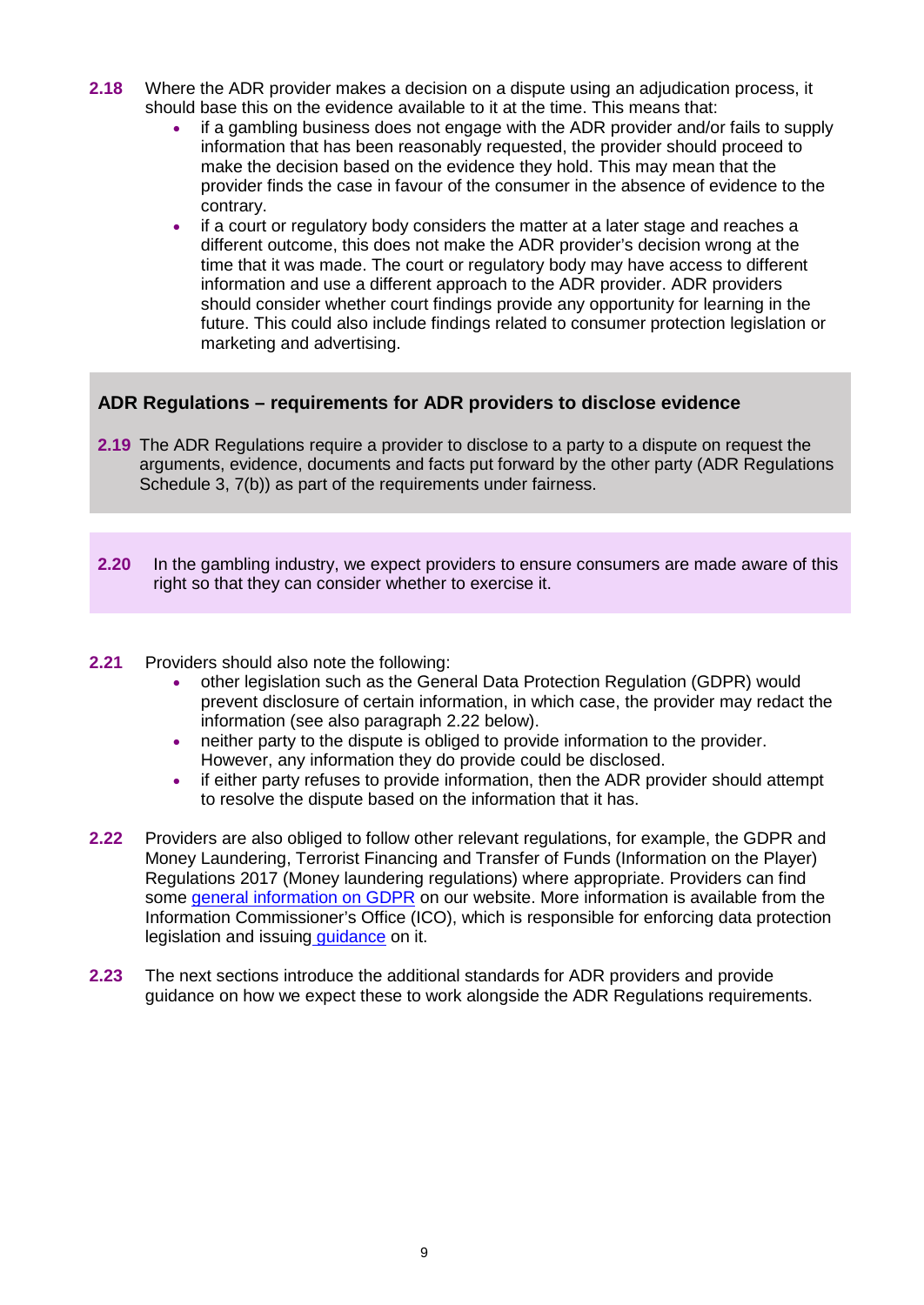**2.18** Where the ADR provider makes a decision on a dispute using an adjudication process, it should base this on the evidence available to it at the time. This means that:

- if a gambling business does not engage with the ADR provider and/or fails to supply information that has been reasonably requested, the provider should proceed to make the decision based on the evidence they hold. This may mean that the provider finds the case in favour of the consumer in the absence of evidence to the contrary.
- if a court or regulatory body considers the matter at a later stage and reaches a different outcome, this does not make the ADR provider's decision wrong at the time that it was made. The court or regulatory body may have access to different information and use a different approach to the ADR provider. ADR providers should consider whether court findings provide any opportunity for learning in the future. This could also include findings related to consumer protection legislation or marketing and advertising.

### ADR Regulations – requirements for ADR providers to disclose evidence

**2.19** The ADR Regulations require a provider to disclose to a party to a dispute on request the arguments, evidence, documents and facts put forward by the other party (ADR Regulations Schedule 3, 7(b)) as part of the requirements under fairness.

**2.20** In the gambling industry, we expect providers to ensure consumers are made aware of this right so that they can consider whether to exercise it.

**2.21** Providers should also note the following:

- other legislation such as the General Data Protection Regulation (GDPR) would prevent disclosure of certain information, in which case, the provider may redact the information (see also paragraph 2.22 below).
- neither party to the dispute is obliged to provide information to the provider. However, any information they do provide could be disclosed.
- if either party refuses to provide information, then the ADR provider should attempt to resolve the dispute based on the information that it has.

**2.22** Providers are also obliged to follow other relevant regulations, for example, the GDPR and Money Laundering, Terrorist Financing and Transfer of Funds (Information on the Player) Regulations 2017 (Money laundering regulations) where appropriate. Providers can find some general information on GDPR on our website. More information is available from the Information Commissioner's Office (ICO), which is responsible for enforcing data protection legislation and issuing guidance on it.

**2.23** The next sections introduce the additional standards for ADR providers and provide guidance on how we expect these to work alongside the ADR Regulations requirements.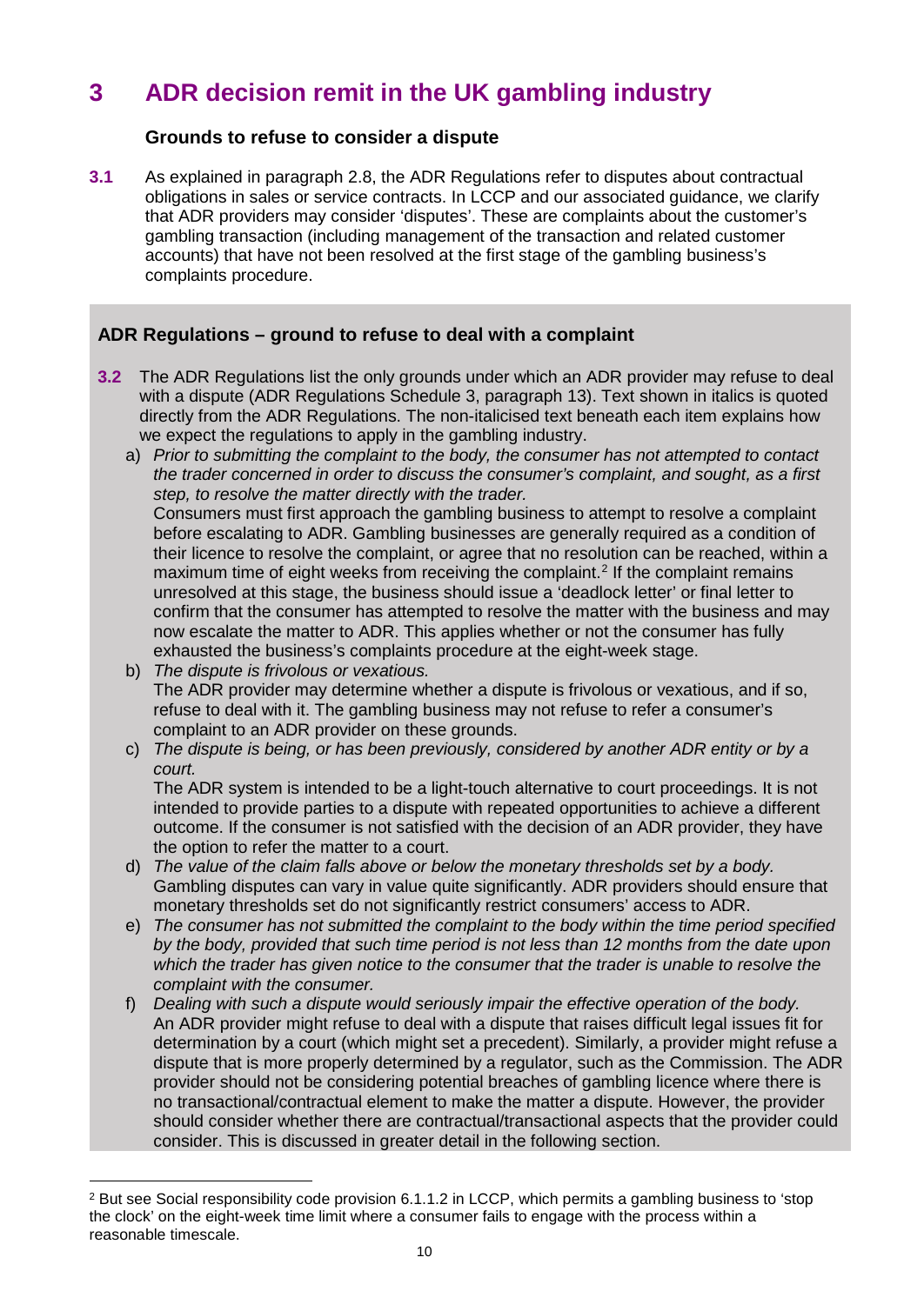# 3 ADR decision remit in the UK gambling industry

### Grounds to refuse to consider a dispute

**3.1** As explained in paragraph 2.8, the ADR Regulations refer to disputes about contractual obligations in sales or service contracts. In LCCP and our associated guidance, we clarify that ADR providers may consider 'disputes'. These are complaints about the customer's gambling transaction (including management of the transaction and related customer accounts) that have not been resolved at the first stage of the gambling business's complaints procedure.

### ADR Regulations – ground to refuse to deal with a complaint

**3.2** The ADR Regulations list the only grounds under which an ADR provider may refuse to deal with a dispute (ADR Regulations Schedule 3, paragraph 13). Text shown in italics is quoted directly from the ADR Regulations. The non-italicised text beneath each item explains how we expect the regulations to apply in the gambling industry.

a) *Prior to submitting the complaint to the body, the consumer has not attempted to contact the trader concerned in order to discuss the consumer's complaint, and sought, as a first step, to resolve the matter directly with the trader.*
Consumers must first approach the gambling business to attempt to resolve a complaint before escalating to ADR. Gambling businesses are generally required as a condition of their licence to resolve the complaint, or agree that no resolution can be reached, within a maximum time of eight weeks from receiving the complaint.[2] If the complaint remains unresolved at this stage, the business should issue a 'deadlock letter' or final letter to confirm that the consumer has attempted to resolve the matter with the business and may now escalate the matter to ADR. This applies whether or not the consumer has fully exhausted the business's complaints procedure at the eight-week stage.

b) *The dispute is frivolous or vexatious.*
The ADR provider may determine whether a dispute is frivolous or vexatious, and if so, refuse to deal with it. The gambling business may not refuse to refer a consumer's complaint to an ADR provider on these grounds.

c) *The dispute is being, or has been previously, considered by another ADR entity or by a court.*
The ADR system is intended to be a light-touch alternative to court proceedings. It is not intended to provide parties to a dispute with repeated opportunities to achieve a different outcome. If the consumer is not satisfied with the decision of an ADR provider, they have the option to refer the matter to a court.

d) *The value of the claim falls above or below the monetary thresholds set by a body.*
Gambling disputes can vary in value quite significantly. ADR providers should ensure that monetary thresholds set do not significantly restrict consumers' access to ADR.

e) *The consumer has not submitted the complaint to the body within the time period specified by the body, provided that such time period is not less than 12 months from the date upon which the trader has given notice to the consumer that the trader is unable to resolve the complaint with the consumer.*

f) *Dealing with such a dispute would seriously impair the effective operation of the body.*
An ADR provider might refuse to deal with a dispute that raises difficult legal issues fit for determination by a court (which might set a precedent). Similarly, a provider might refuse a dispute that is more properly determined by a regulator, such as the Commission. The ADR provider should not be considering potential breaches of gambling licence where there is no transactional/contractual element to make the matter a dispute. However, the provider should consider whether there are contractual/transactional aspects that the provider could consider. This is discussed in greater detail in the following section.

---

[2] But see Social responsibility code provision 6.1.1.2 in LCCP, which permits a gambling business to 'stop the clock' on the eight-week time limit where a consumer fails to engage with the process within a reasonable timescale.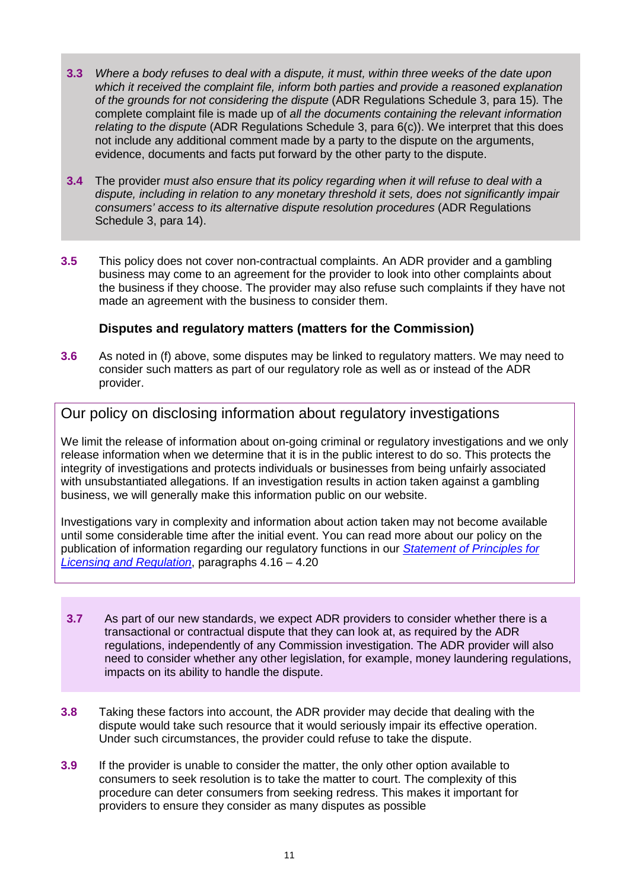**3.3** *Where a body refuses to deal with a dispute, it must, within three weeks of the date upon which it received the complaint file, inform both parties and provide a reasoned explanation of the grounds for not considering the dispute* (ADR Regulations Schedule 3, para 15)*.* The complete complaint file is made up of *all the documents containing the relevant information relating to the dispute* (ADR Regulations Schedule 3, para 6(c)). We interpret that this does not include any additional comment made by a party to the dispute on the arguments, evidence, documents and facts put forward by the other party to the dispute.

**3.4** The provider *must also ensure that its policy regarding when it will refuse to deal with a dispute, including in relation to any monetary threshold it sets, does not significantly impair consumers' access to its alternative dispute resolution procedures* (ADR Regulations Schedule 3, para 14).

**3.5** This policy does not cover non-contractual complaints. An ADR provider and a gambling business may come to an agreement for the provider to look into other complaints about the business if they choose. The provider may also refuse such complaints if they have not made an agreement with the business to consider them.

### Disputes and regulatory matters (matters for the Commission)

**3.6** As noted in (f) above, some disputes may be linked to regulatory matters. We may need to consider such matters as part of our regulatory role as well as or instead of the ADR provider.

## Our policy on disclosing information about regulatory investigations

We limit the release of information about on-going criminal or regulatory investigations and we only release information when we determine that it is in the public interest to do so. This protects the integrity of investigations and protects individuals or businesses from being unfairly associated with unsubstantiated allegations. If an investigation results in action taken against a gambling business, we will generally make this information public on our website.

Investigations vary in complexity and information about action taken may not become available until some considerable time after the initial event. You can read more about our policy on the publication of information regarding our regulatory functions in our *Statement of Principles for Licensing and Regulation*, paragraphs 4.16 – 4.20

**3.7** As part of our new standards, we expect ADR providers to consider whether there is a transactional or contractual dispute that they can look at, as required by the ADR regulations, independently of any Commission investigation. The ADR provider will also need to consider whether any other legislation, for example, money laundering regulations, impacts on its ability to handle the dispute.

**3.8** Taking these factors into account, the ADR provider may decide that dealing with the dispute would take such resource that it would seriously impair its effective operation. Under such circumstances, the provider could refuse to take the dispute.

**3.9** If the provider is unable to consider the matter, the only other option available to consumers to seek resolution is to take the matter to court. The complexity of this procedure can deter consumers from seeking redress. This makes it important for providers to ensure they consider as many disputes as possible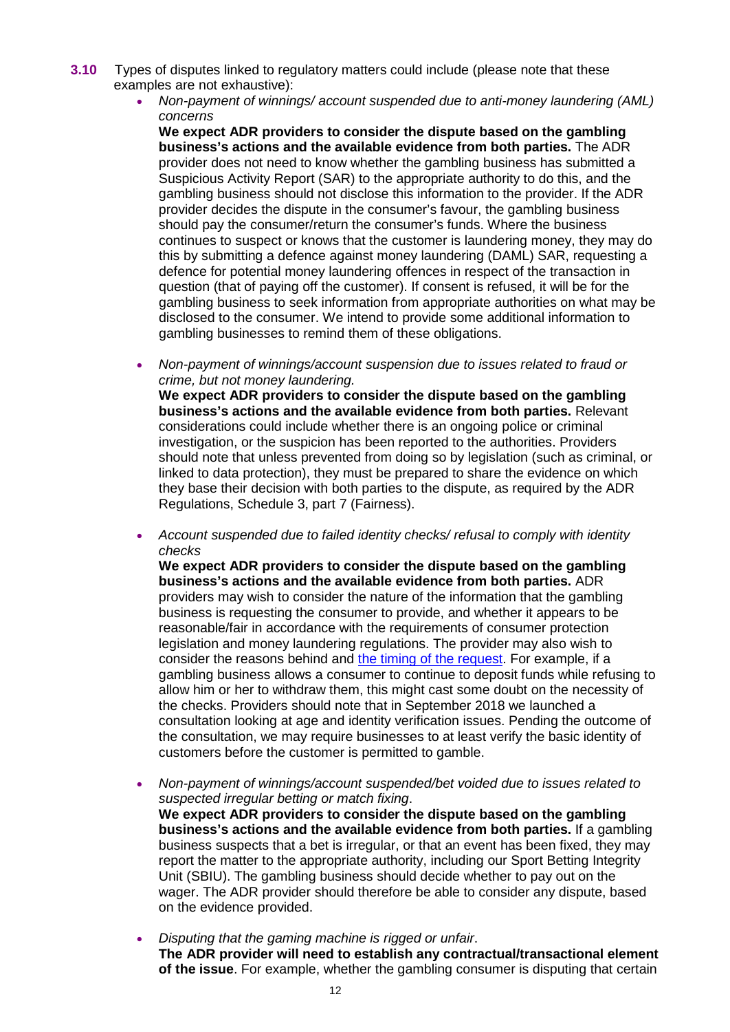**3.10** Types of disputes linked to regulatory matters could include (please note that these examples are not exhaustive):

- *Non-payment of winnings/ account suspended due to anti-money laundering (AML) concerns*
  **We expect ADR providers to consider the dispute based on the gambling business's actions and the available evidence from both parties.** The ADR provider does not need to know whether the gambling business has submitted a Suspicious Activity Report (SAR) to the appropriate authority to do this, and the gambling business should not disclose this information to the provider. If the ADR provider decides the dispute in the consumer's favour, the gambling business should pay the consumer/return the consumer's funds. Where the business continues to suspect or knows that the customer is laundering money, they may do this by submitting a defence against money laundering (DAML) SAR, requesting a defence for potential money laundering offences in respect of the transaction in question (that of paying off the customer). If consent is refused, it will be for the gambling business to seek information from appropriate authorities on what may be disclosed to the consumer. We intend to provide some additional information to gambling businesses to remind them of these obligations.

- *Non-payment of winnings/account suspension due to issues related to fraud or crime, but not money laundering.*
  **We expect ADR providers to consider the dispute based on the gambling business's actions and the available evidence from both parties.** Relevant considerations could include whether there is an ongoing police or criminal investigation, or the suspicion has been reported to the authorities. Providers should note that unless prevented from doing so by legislation (such as criminal, or linked to data protection), they must be prepared to share the evidence on which they base their decision with both parties to the dispute, as required by the ADR Regulations, Schedule 3, part 7 (Fairness).

- *Account suspended due to failed identity checks/ refusal to comply with identity checks*
  **We expect ADR providers to consider the dispute based on the gambling business's actions and the available evidence from both parties.** ADR providers may wish to consider the nature of the information that the gambling business is requesting the consumer to provide, and whether it appears to be reasonable/fair in accordance with the requirements of consumer protection legislation and money laundering regulations. The provider may also wish to consider the reasons behind and [the timing of the request](). For example, if a gambling business allows a consumer to continue to deposit funds while refusing to allow him or her to withdraw them, this might cast some doubt on the necessity of the checks. Providers should note that in September 2018 we launched a consultation looking at age and identity verification issues. Pending the outcome of the consultation, we may require businesses to at least verify the basic identity of customers before the customer is permitted to gamble.

- *Non-payment of winnings/account suspended/bet voided due to issues related to suspected irregular betting or match fixing*.
  **We expect ADR providers to consider the dispute based on the gambling business's actions and the available evidence from both parties.** If a gambling business suspects that a bet is irregular, or that an event has been fixed, they may report the matter to the appropriate authority, including our Sport Betting Integrity Unit (SBIU). The gambling business should decide whether to pay out on the wager. The ADR provider should therefore be able to consider any dispute, based on the evidence provided.

- *Disputing that the gaming machine is rigged or unfair*.
  **The ADR provider will need to establish any contractual/transactional element of the issue**. For example, whether the gambling consumer is disputing that certain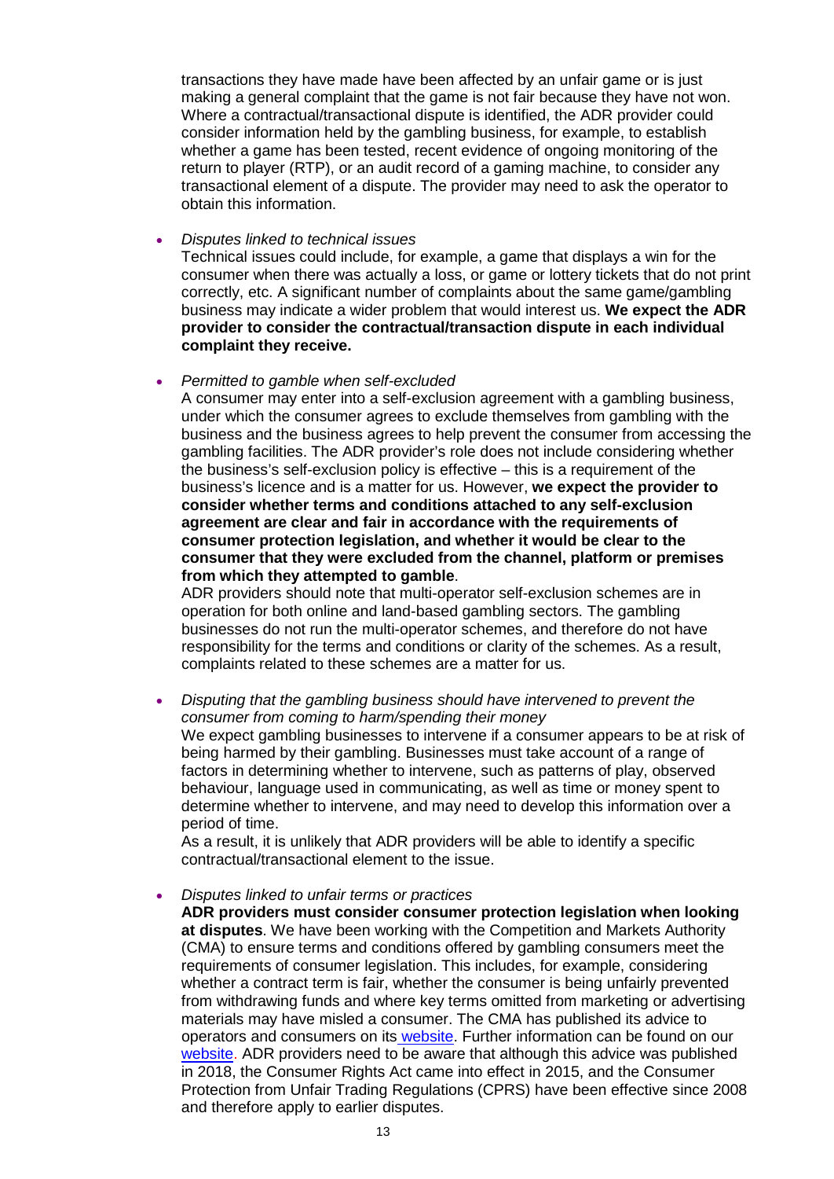transactions they have made have been affected by an unfair game or is just making a general complaint that the game is not fair because they have not won. Where a contractual/transactional dispute is identified, the ADR provider could consider information held by the gambling business, for example, to establish whether a game has been tested, recent evidence of ongoing monitoring of the return to player (RTP), or an audit record of a gaming machine, to consider any transactional element of a dispute. The provider may need to ask the operator to obtain this information.

- *Disputes linked to technical issues*
  Technical issues could include, for example, a game that displays a win for the consumer when there was actually a loss, or game or lottery tickets that do not print correctly, etc. A significant number of complaints about the same game/gambling business may indicate a wider problem that would interest us. **We expect the ADR provider to consider the contractual/transaction dispute in each individual complaint they receive.**

- *Permitted to gamble when self-excluded*
  A consumer may enter into a self-exclusion agreement with a gambling business, under which the consumer agrees to exclude themselves from gambling with the business and the business agrees to help prevent the consumer from accessing the gambling facilities. The ADR provider's role does not include considering whether the business's self-exclusion policy is effective – this is a requirement of the business's licence and is a matter for us. However, **we expect the provider to consider whether terms and conditions attached to any self-exclusion agreement are clear and fair in accordance with the requirements of consumer protection legislation, and whether it would be clear to the consumer that they were excluded from the channel, platform or premises from which they attempted to gamble**.
  ADR providers should note that multi-operator self-exclusion schemes are in operation for both online and land-based gambling sectors. The gambling businesses do not run the multi-operator schemes, and therefore do not have responsibility for the terms and conditions or clarity of the schemes. As a result, complaints related to these schemes are a matter for us.

- *Disputing that the gambling business should have intervened to prevent the consumer from coming to harm/spending their money*
  We expect gambling businesses to intervene if a consumer appears to be at risk of being harmed by their gambling. Businesses must take account of a range of factors in determining whether to intervene, such as patterns of play, observed behaviour, language used in communicating, as well as time or money spent to determine whether to intervene, and may need to develop this information over a period of time.
  As a result, it is unlikely that ADR providers will be able to identify a specific contractual/transactional element to the issue.

- *Disputes linked to unfair terms or practices*
  **ADR providers must consider consumer protection legislation when looking at disputes**. We have been working with the Competition and Markets Authority (CMA) to ensure terms and conditions offered by gambling consumers meet the requirements of consumer legislation. This includes, for example, considering whether a contract term is fair, whether the consumer is being unfairly prevented from withdrawing funds and where key terms omitted from marketing or advertising materials may have misled a consumer. The CMA has published its advice to operators and consumers on its website. Further information can be found on our website. ADR providers need to be aware that although this advice was published in 2018, the Consumer Rights Act came into effect in 2015, and the Consumer Protection from Unfair Trading Regulations (CPRS) have been effective since 2008 and therefore apply to earlier disputes.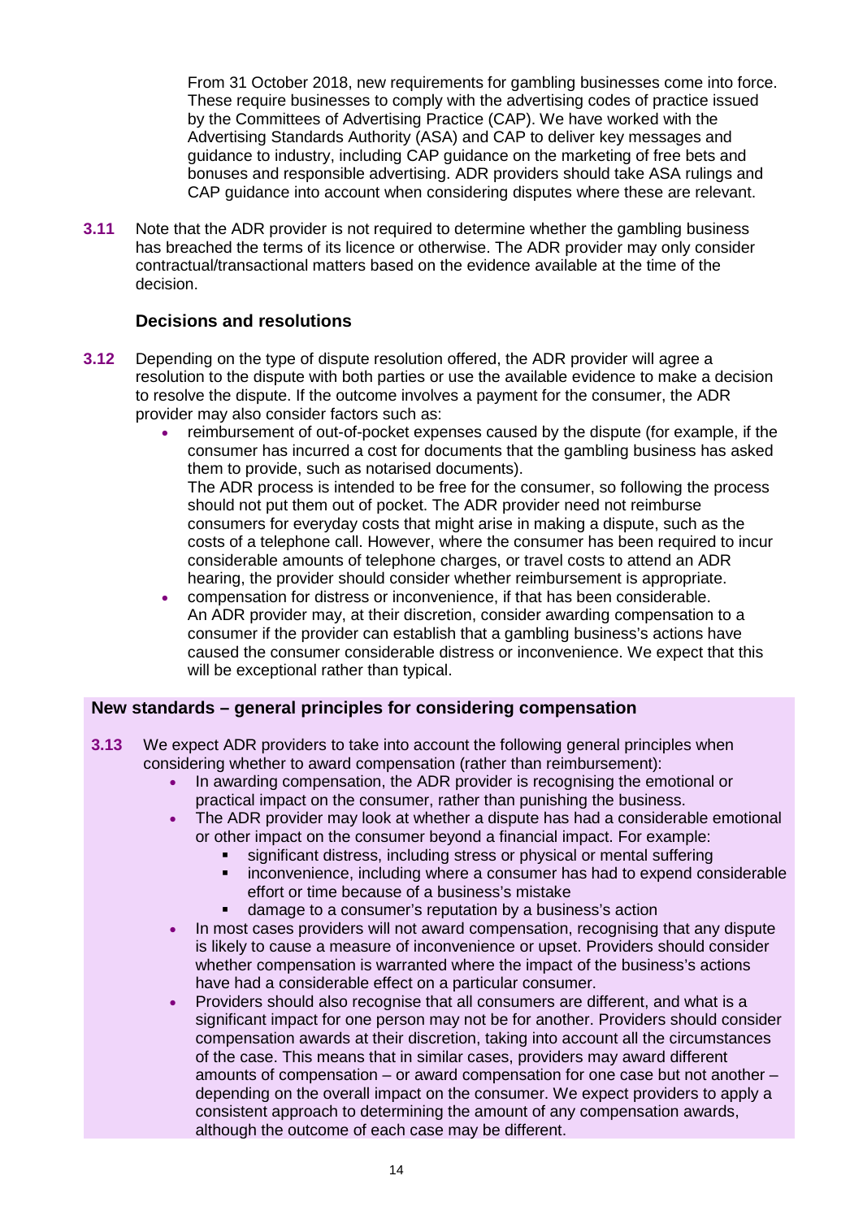From 31 October 2018, new requirements for gambling businesses come into force. These require businesses to comply with the advertising codes of practice issued by the Committees of Advertising Practice (CAP). We have worked with the Advertising Standards Authority (ASA) and CAP to deliver key messages and guidance to industry, including CAP guidance on the marketing of free bets and bonuses and responsible advertising. ADR providers should take ASA rulings and CAP guidance into account when considering disputes where these are relevant.

**3.11** Note that the ADR provider is not required to determine whether the gambling business has breached the terms of its licence or otherwise. The ADR provider may only consider contractual/transactional matters based on the evidence available at the time of the decision.

### Decisions and resolutions

**3.12** Depending on the type of dispute resolution offered, the ADR provider will agree a resolution to the dispute with both parties or use the available evidence to make a decision to resolve the dispute. If the outcome involves a payment for the consumer, the ADR provider may also consider factors such as:

- reimbursement of out-of-pocket expenses caused by the dispute (for example, if the consumer has incurred a cost for documents that the gambling business has asked them to provide, such as notarised documents).
  The ADR process is intended to be free for the consumer, so following the process should not put them out of pocket. The ADR provider need not reimburse consumers for everyday costs that might arise in making a dispute, such as the costs of a telephone call. However, where the consumer has been required to incur considerable amounts of telephone charges, or travel costs to attend an ADR hearing, the provider should consider whether reimbursement is appropriate.
- compensation for distress or inconvenience, if that has been considerable.
  An ADR provider may, at their discretion, consider awarding compensation to a consumer if the provider can establish that a gambling business's actions have caused the consumer considerable distress or inconvenience. We expect that this will be exceptional rather than typical.

### New standards – general principles for considering compensation

**3.13** We expect ADR providers to take into account the following general principles when considering whether to award compensation (rather than reimbursement):

- In awarding compensation, the ADR provider is recognising the emotional or practical impact on the consumer, rather than punishing the business.
- The ADR provider may look at whether a dispute has had a considerable emotional or other impact on the consumer beyond a financial impact. For example:
  - significant distress, including stress or physical or mental suffering
  - inconvenience, including where a consumer has had to expend considerable effort or time because of a business's mistake
  - damage to a consumer's reputation by a business's action
- In most cases providers will not award compensation, recognising that any dispute is likely to cause a measure of inconvenience or upset. Providers should consider whether compensation is warranted where the impact of the business's actions have had a considerable effect on a particular consumer.
- Providers should also recognise that all consumers are different, and what is a significant impact for one person may not be for another. Providers should consider compensation awards at their discretion, taking into account all the circumstances of the case. This means that in similar cases, providers may award different amounts of compensation – or award compensation for one case but not another – depending on the overall impact on the consumer. We expect providers to apply a consistent approach to determining the amount of any compensation awards, although the outcome of each case may be different.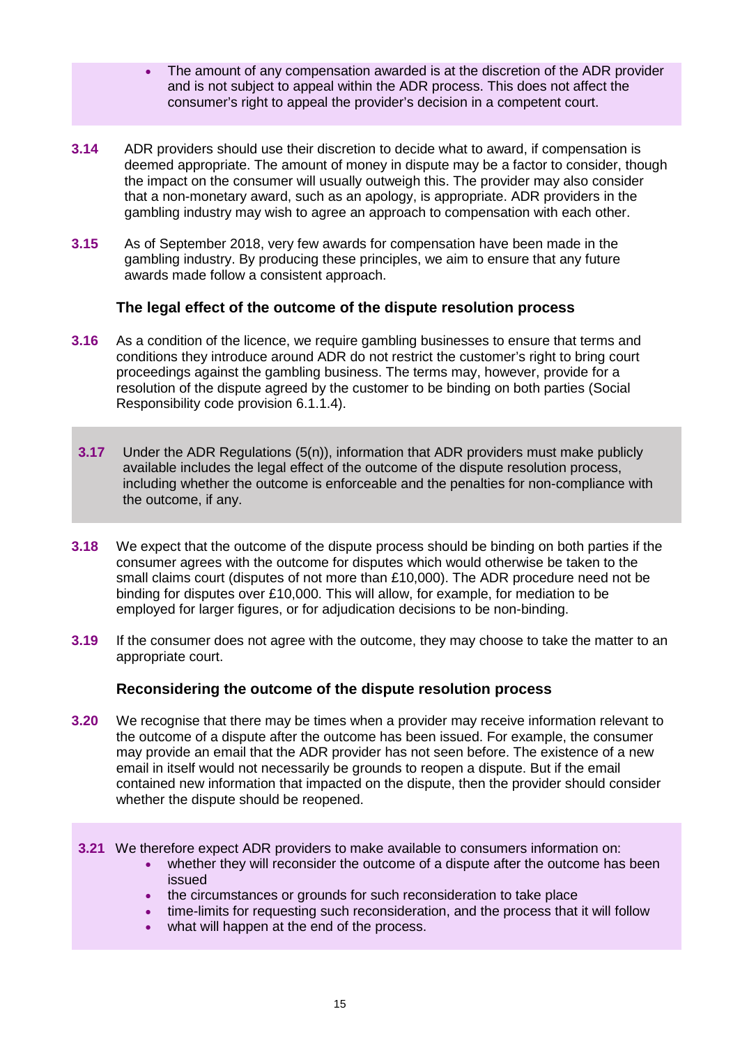- The amount of any compensation awarded is at the discretion of the ADR provider and is not subject to appeal within the ADR process. This does not affect the consumer's right to appeal the provider's decision in a competent court.

**3.14** ADR providers should use their discretion to decide what to award, if compensation is deemed appropriate. The amount of money in dispute may be a factor to consider, though the impact on the consumer will usually outweigh this. The provider may also consider that a non-monetary award, such as an apology, is appropriate. ADR providers in the gambling industry may wish to agree an approach to compensation with each other.

**3.15** As of September 2018, very few awards for compensation have been made in the gambling industry. By producing these principles, we aim to ensure that any future awards made follow a consistent approach.

### The legal effect of the outcome of the dispute resolution process

**3.16** As a condition of the licence, we require gambling businesses to ensure that terms and conditions they introduce around ADR do not restrict the customer's right to bring court proceedings against the gambling business. The terms may, however, provide for a resolution of the dispute agreed by the customer to be binding on both parties (Social Responsibility code provision 6.1.1.4).

**3.17** Under the ADR Regulations (5(n)), information that ADR providers must make publicly available includes the legal effect of the outcome of the dispute resolution process, including whether the outcome is enforceable and the penalties for non-compliance with the outcome, if any.

**3.18** We expect that the outcome of the dispute process should be binding on both parties if the consumer agrees with the outcome for disputes which would otherwise be taken to the small claims court (disputes of not more than £10,000). The ADR procedure need not be binding for disputes over £10,000. This will allow, for example, for mediation to be employed for larger figures, or for adjudication decisions to be non-binding.

**3.19** If the consumer does not agree with the outcome, they may choose to take the matter to an appropriate court.

### Reconsidering the outcome of the dispute resolution process

**3.20** We recognise that there may be times when a provider may receive information relevant to the outcome of a dispute after the outcome has been issued. For example, the consumer may provide an email that the ADR provider has not seen before. The existence of a new email in itself would not necessarily be grounds to reopen a dispute. But if the email contained new information that impacted on the dispute, then the provider should consider whether the dispute should be reopened.

**3.21** We therefore expect ADR providers to make available to consumers information on:

- whether they will reconsider the outcome of a dispute after the outcome has been issued
- the circumstances or grounds for such reconsideration to take place
- time-limits for requesting such reconsideration, and the process that it will follow
- what will happen at the end of the process.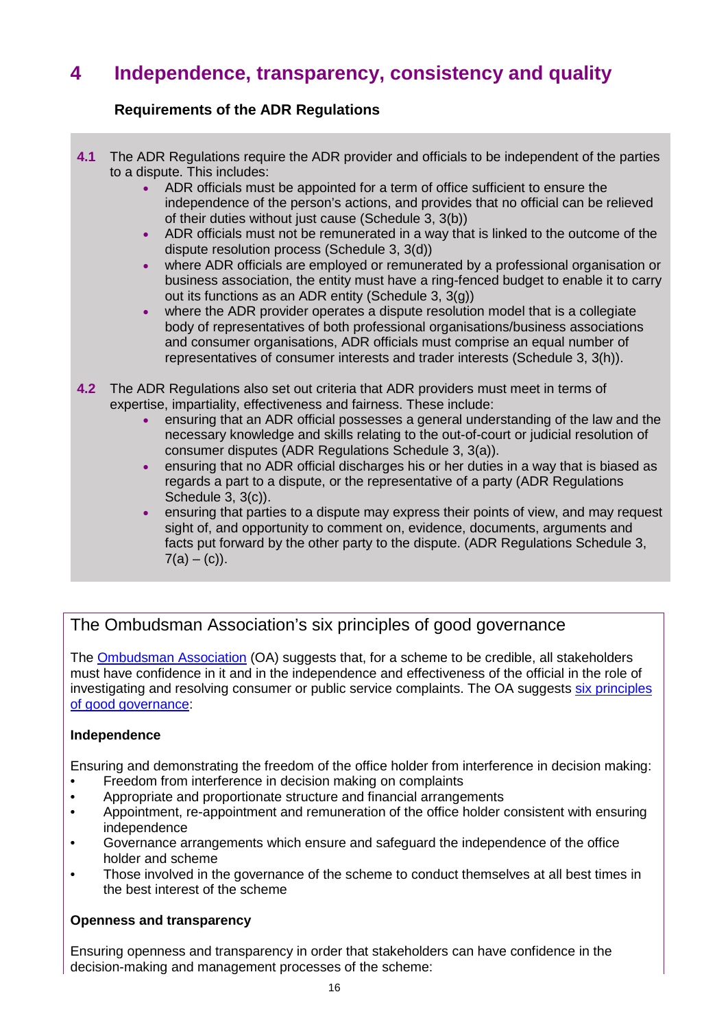# 4 Independence, transparency, consistency and quality

### Requirements of the ADR Regulations

**4.1** The ADR Regulations require the ADR provider and officials to be independent of the parties to a dispute. This includes:

- ADR officials must be appointed for a term of office sufficient to ensure the independence of the person's actions, and provides that no official can be relieved of their duties without just cause (Schedule 3, 3(b))
- ADR officials must not be remunerated in a way that is linked to the outcome of the dispute resolution process (Schedule 3, 3(d))
- where ADR officials are employed or remunerated by a professional organisation or business association, the entity must have a ring-fenced budget to enable it to carry out its functions as an ADR entity (Schedule 3, 3(g))
- where the ADR provider operates a dispute resolution model that is a collegiate body of representatives of both professional organisations/business associations and consumer organisations, ADR officials must comprise an equal number of representatives of consumer interests and trader interests (Schedule 3, 3(h)).

**4.2** The ADR Regulations also set out criteria that ADR providers must meet in terms of expertise, impartiality, effectiveness and fairness. These include:

- ensuring that an ADR official possesses a general understanding of the law and the necessary knowledge and skills relating to the out-of-court or judicial resolution of consumer disputes (ADR Regulations Schedule 3, 3(a)).
- ensuring that no ADR official discharges his or her duties in a way that is biased as regards a part to a dispute, or the representative of a party (ADR Regulations Schedule 3, 3(c)).
- ensuring that parties to a dispute may express their points of view, and may request sight of, and opportunity to comment on, evidence, documents, arguments and facts put forward by the other party to the dispute. (ADR Regulations Schedule 3, 7(a) – (c)).

## The Ombudsman Association's six principles of good governance

The [Ombudsman Association](#) (OA) suggests that, for a scheme to be credible, all stakeholders must have confidence in it and in the independence and effectiveness of the official in the role of investigating and resolving consumer or public service complaints. The OA suggests [six principles of good governance](#):

**Independence**

Ensuring and demonstrating the freedom of the office holder from interference in decision making:

- Freedom from interference in decision making on complaints
- Appropriate and proportionate structure and financial arrangements
- Appointment, re-appointment and remuneration of the office holder consistent with ensuring independence
- Governance arrangements which ensure and safeguard the independence of the office holder and scheme
- Those involved in the governance of the scheme to conduct themselves at all best times in the best interest of the scheme

**Openness and transparency**

Ensuring openness and transparency in order that stakeholders can have confidence in the decision-making and management processes of the scheme: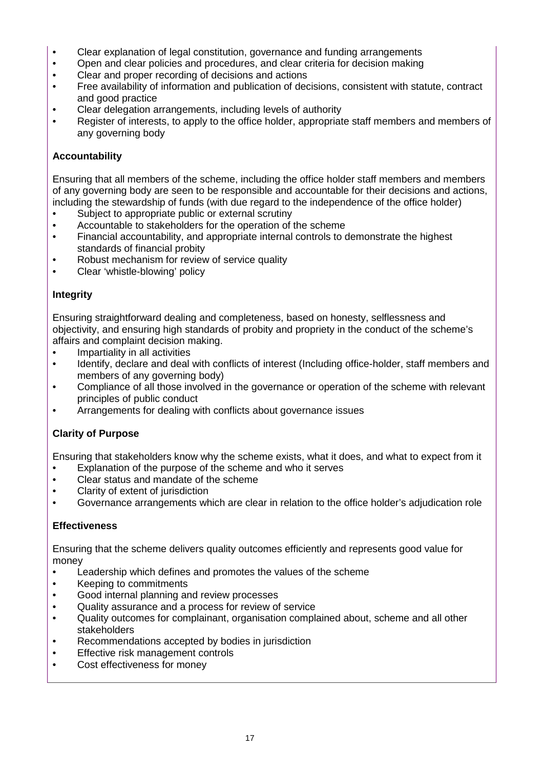- Clear explanation of legal constitution, governance and funding arrangements
- Open and clear policies and procedures, and clear criteria for decision making
- Clear and proper recording of decisions and actions
- Free availability of information and publication of decisions, consistent with statute, contract and good practice
- Clear delegation arrangements, including levels of authority
- Register of interests, to apply to the office holder, appropriate staff members and members of any governing body

**Accountability**

Ensuring that all members of the scheme, including the office holder staff members and members of any governing body are seen to be responsible and accountable for their decisions and actions, including the stewardship of funds (with due regard to the independence of the office holder)

- Subject to appropriate public or external scrutiny
- Accountable to stakeholders for the operation of the scheme
- Financial accountability, and appropriate internal controls to demonstrate the highest standards of financial probity
- Robust mechanism for review of service quality
- Clear 'whistle-blowing' policy

**Integrity**

Ensuring straightforward dealing and completeness, based on honesty, selflessness and objectivity, and ensuring high standards of probity and propriety in the conduct of the scheme's affairs and complaint decision making.

- Impartiality in all activities
- Identify, declare and deal with conflicts of interest (Including office-holder, staff members and members of any governing body)
- Compliance of all those involved in the governance or operation of the scheme with relevant principles of public conduct
- Arrangements for dealing with conflicts about governance issues

**Clarity of Purpose**

Ensuring that stakeholders know why the scheme exists, what it does, and what to expect from it

- Explanation of the purpose of the scheme and who it serves
- Clear status and mandate of the scheme
- Clarity of extent of jurisdiction
- Governance arrangements which are clear in relation to the office holder's adjudication role

**Effectiveness**

Ensuring that the scheme delivers quality outcomes efficiently and represents good value for money

- Leadership which defines and promotes the values of the scheme
- Keeping to commitments
- Good internal planning and review processes
- Quality assurance and a process for review of service
- Quality outcomes for complainant, organisation complained about, scheme and all other stakeholders
- Recommendations accepted by bodies in jurisdiction
- Effective risk management controls
- Cost effectiveness for money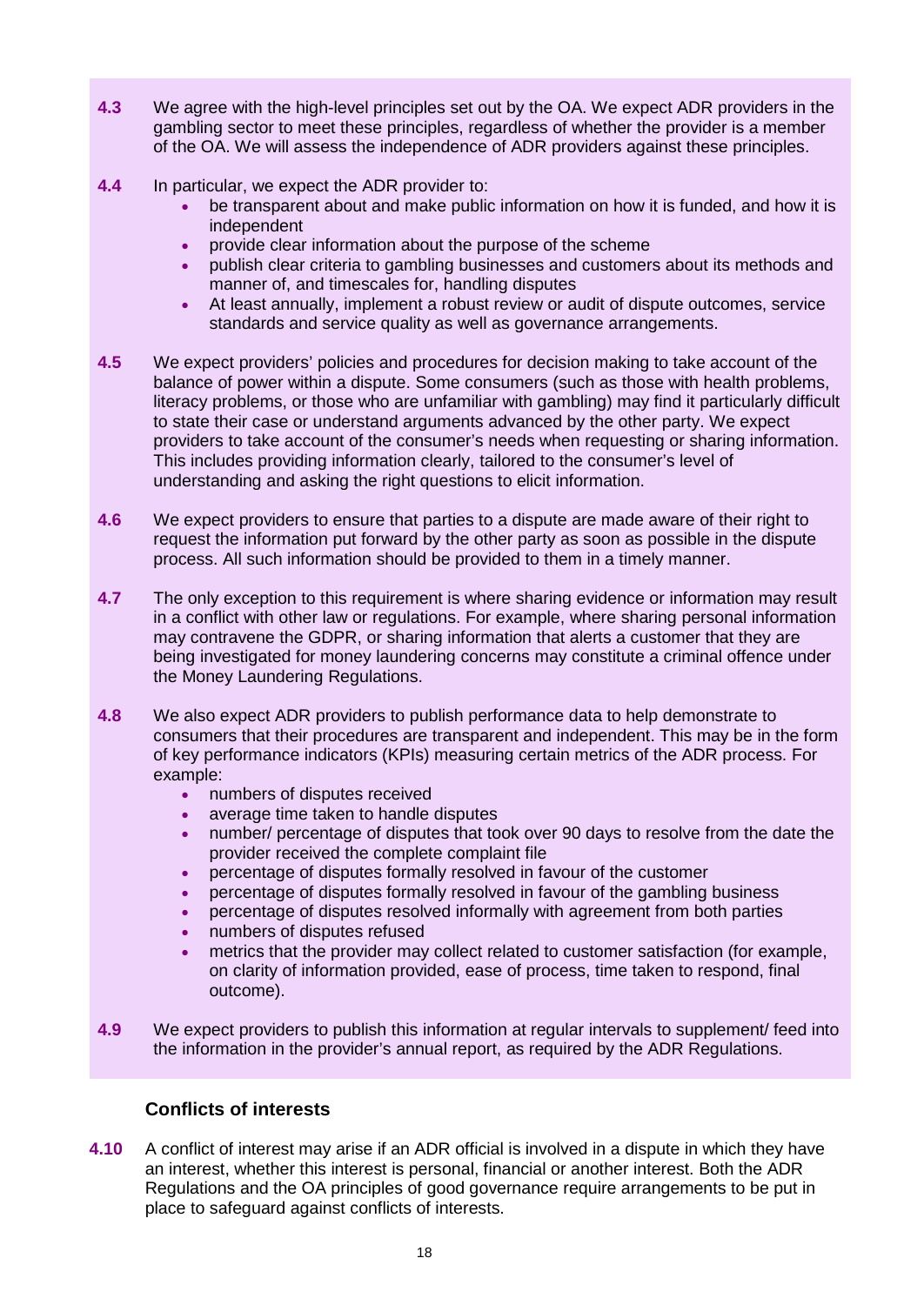**4.3** We agree with the high-level principles set out by the OA. We expect ADR providers in the gambling sector to meet these principles, regardless of whether the provider is a member of the OA. We will assess the independence of ADR providers against these principles.

**4.4** In particular, we expect the ADR provider to:

- be transparent about and make public information on how it is funded, and how it is independent
- provide clear information about the purpose of the scheme
- publish clear criteria to gambling businesses and customers about its methods and manner of, and timescales for, handling disputes
- At least annually, implement a robust review or audit of dispute outcomes, service standards and service quality as well as governance arrangements.

**4.5** We expect providers' policies and procedures for decision making to take account of the balance of power within a dispute. Some consumers (such as those with health problems, literacy problems, or those who are unfamiliar with gambling) may find it particularly difficult to state their case or understand arguments advanced by the other party. We expect providers to take account of the consumer's needs when requesting or sharing information. This includes providing information clearly, tailored to the consumer's level of understanding and asking the right questions to elicit information.

**4.6** We expect providers to ensure that parties to a dispute are made aware of their right to request the information put forward by the other party as soon as possible in the dispute process. All such information should be provided to them in a timely manner.

**4.7** The only exception to this requirement is where sharing evidence or information may result in a conflict with other law or regulations. For example, where sharing personal information may contravene the GDPR, or sharing information that alerts a customer that they are being investigated for money laundering concerns may constitute a criminal offence under the Money Laundering Regulations.

**4.8** We also expect ADR providers to publish performance data to help demonstrate to consumers that their procedures are transparent and independent. This may be in the form of key performance indicators (KPIs) measuring certain metrics of the ADR process. For example:

- numbers of disputes received
- average time taken to handle disputes
- number/ percentage of disputes that took over 90 days to resolve from the date the provider received the complete complaint file
- percentage of disputes formally resolved in favour of the customer
- percentage of disputes formally resolved in favour of the gambling business
- percentage of disputes resolved informally with agreement from both parties
- numbers of disputes refused
- metrics that the provider may collect related to customer satisfaction (for example, on clarity of information provided, ease of process, time taken to respond, final outcome).

**4.9** We expect providers to publish this information at regular intervals to supplement/ feed into the information in the provider's annual report, as required by the ADR Regulations.

### Conflicts of interests

**4.10** A conflict of interest may arise if an ADR official is involved in a dispute in which they have an interest, whether this interest is personal, financial or another interest. Both the ADR Regulations and the OA principles of good governance require arrangements to be put in place to safeguard against conflicts of interests.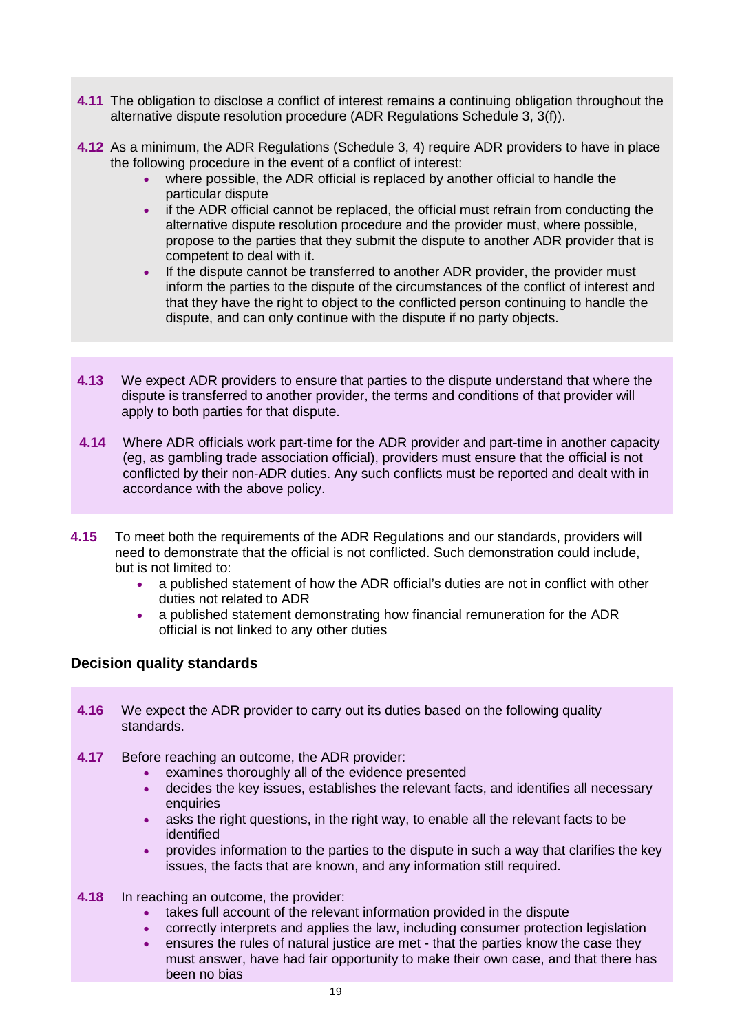**4.11** The obligation to disclose a conflict of interest remains a continuing obligation throughout the alternative dispute resolution procedure (ADR Regulations Schedule 3, 3(f)).

**4.12** As a minimum, the ADR Regulations (Schedule 3, 4) require ADR providers to have in place the following procedure in the event of a conflict of interest:

- where possible, the ADR official is replaced by another official to handle the particular dispute
- if the ADR official cannot be replaced, the official must refrain from conducting the alternative dispute resolution procedure and the provider must, where possible, propose to the parties that they submit the dispute to another ADR provider that is competent to deal with it.
- If the dispute cannot be transferred to another ADR provider, the provider must inform the parties to the dispute of the circumstances of the conflict of interest and that they have the right to object to the conflicted person continuing to handle the dispute, and can only continue with the dispute if no party objects.

**4.13** We expect ADR providers to ensure that parties to the dispute understand that where the dispute is transferred to another provider, the terms and conditions of that provider will apply to both parties for that dispute.

**4.14** Where ADR officials work part-time for the ADR provider and part-time in another capacity (eg, as gambling trade association official), providers must ensure that the official is not conflicted by their non-ADR duties. Any such conflicts must be reported and dealt with in accordance with the above policy.

**4.15** To meet both the requirements of the ADR Regulations and our standards, providers will need to demonstrate that the official is not conflicted. Such demonstration could include, but is not limited to:

- a published statement of how the ADR official's duties are not in conflict with other duties not related to ADR
- a published statement demonstrating how financial remuneration for the ADR official is not linked to any other duties

## Decision quality standards

**4.16** We expect the ADR provider to carry out its duties based on the following quality standards.

**4.17** Before reaching an outcome, the ADR provider:

- examines thoroughly all of the evidence presented
- decides the key issues, establishes the relevant facts, and identifies all necessary enquiries
- asks the right questions, in the right way, to enable all the relevant facts to be identified
- provides information to the parties to the dispute in such a way that clarifies the key issues, the facts that are known, and any information still required.

**4.18** In reaching an outcome, the provider:

- takes full account of the relevant information provided in the dispute
- correctly interprets and applies the law, including consumer protection legislation
- ensures the rules of natural justice are met - that the parties know the case they must answer, have had fair opportunity to make their own case, and that there has been no bias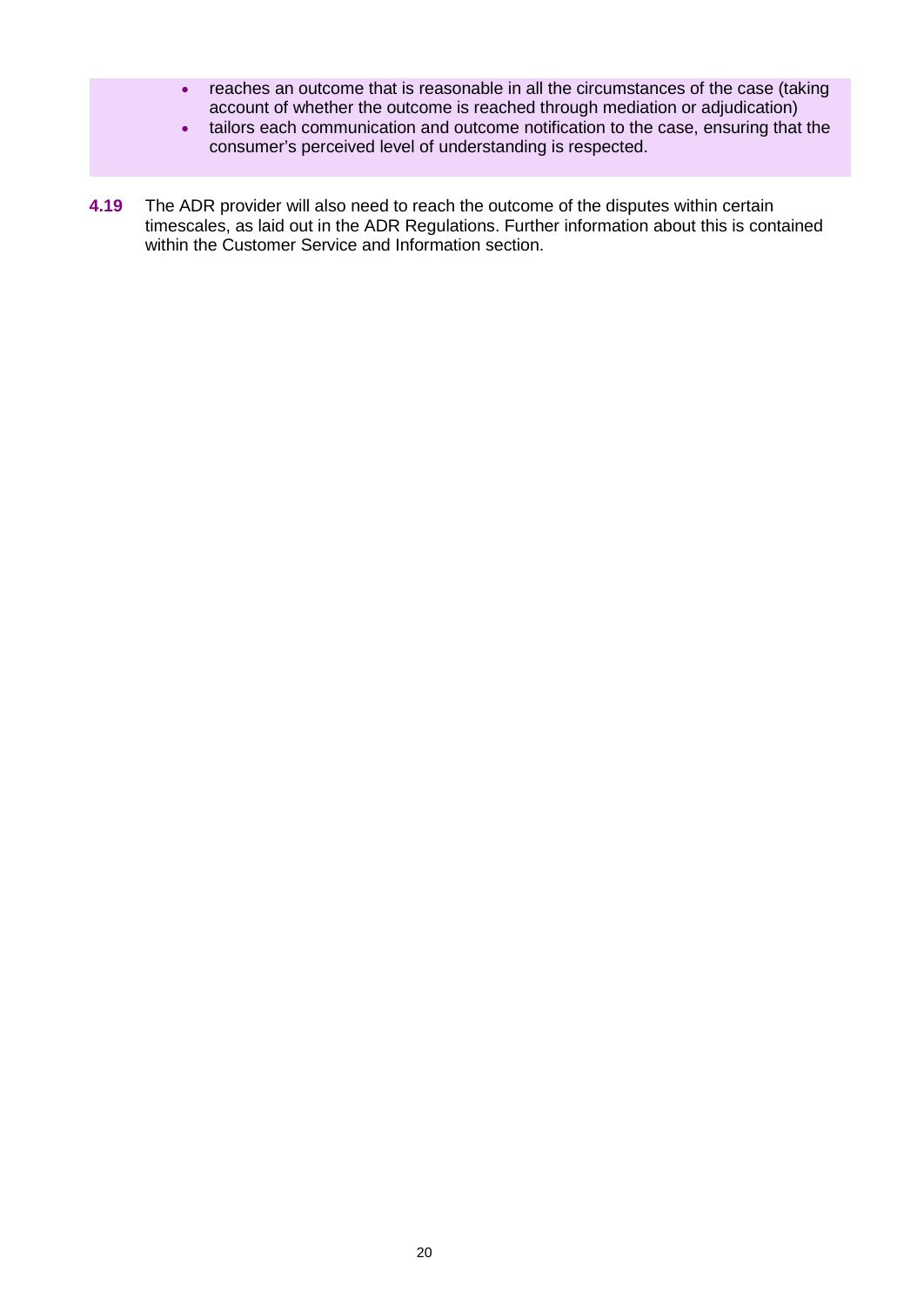- reaches an outcome that is reasonable in all the circumstances of the case (taking account of whether the outcome is reached through mediation or adjudication)
- tailors each communication and outcome notification to the case, ensuring that the consumer's perceived level of understanding is respected.

**4.19** The ADR provider will also need to reach the outcome of the disputes within certain timescales, as laid out in the ADR Regulations. Further information about this is contained within the Customer Service and Information section.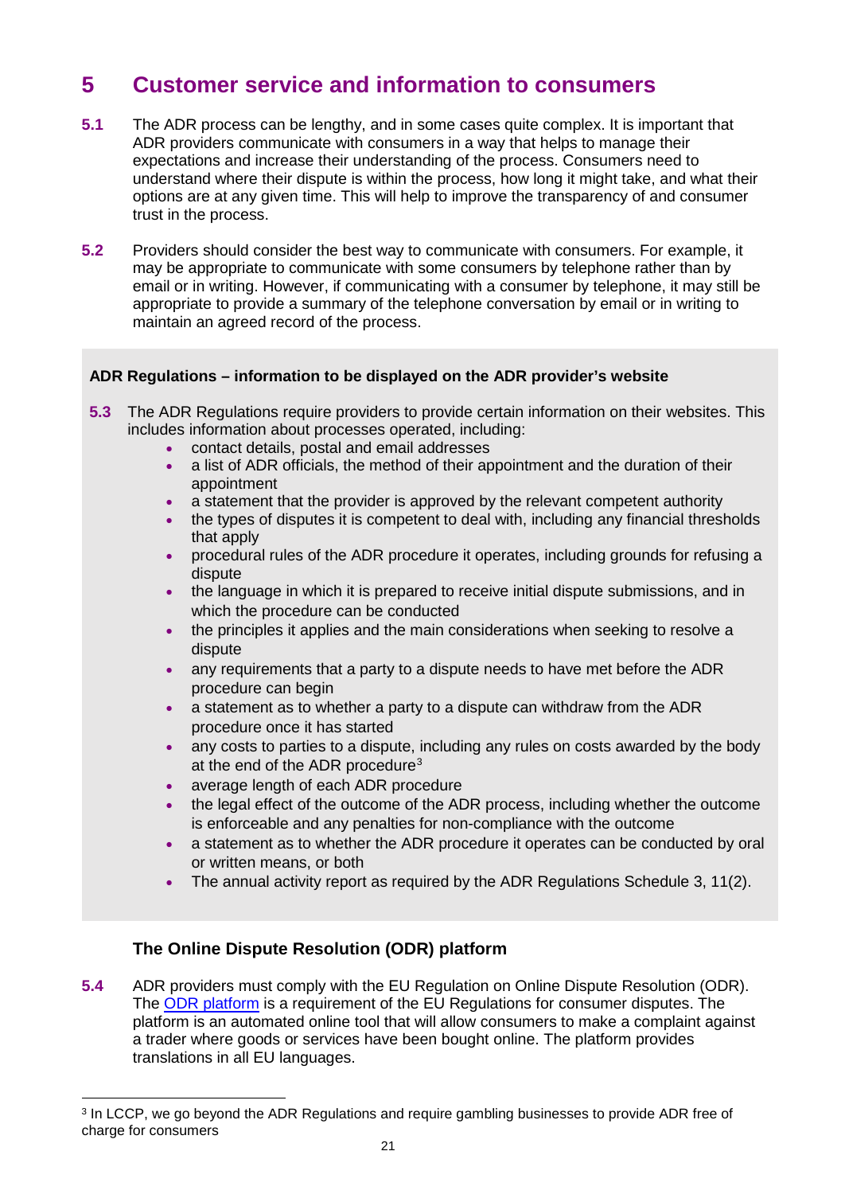# 5 Customer service and information to consumers

**5.1** The ADR process can be lengthy, and in some cases quite complex. It is important that ADR providers communicate with consumers in a way that helps to manage their expectations and increase their understanding of the process. Consumers need to understand where their dispute is within the process, how long it might take, and what their options are at any given time. This will help to improve the transparency of and consumer trust in the process.

**5.2** Providers should consider the best way to communicate with consumers. For example, it may be appropriate to communicate with some consumers by telephone rather than by email or in writing. However, if communicating with a consumer by telephone, it may still be appropriate to provide a summary of the telephone conversation by email or in writing to maintain an agreed record of the process.

**ADR Regulations – information to be displayed on the ADR provider's website**

**5.3** The ADR Regulations require providers to provide certain information on their websites. This includes information about processes operated, including:

- contact details, postal and email addresses
- a list of ADR officials, the method of their appointment and the duration of their appointment
- a statement that the provider is approved by the relevant competent authority
- the types of disputes it is competent to deal with, including any financial thresholds that apply
- procedural rules of the ADR procedure it operates, including grounds for refusing a dispute
- the language in which it is prepared to receive initial dispute submissions, and in which the procedure can be conducted
- the principles it applies and the main considerations when seeking to resolve a dispute
- any requirements that a party to a dispute needs to have met before the ADR procedure can begin
- a statement as to whether a party to a dispute can withdraw from the ADR procedure once it has started
- any costs to parties to a dispute, including any rules on costs awarded by the body at the end of the ADR procedure[3]
- average length of each ADR procedure
- the legal effect of the outcome of the ADR process, including whether the outcome is enforceable and any penalties for non-compliance with the outcome
- a statement as to whether the ADR procedure it operates can be conducted by oral or written means, or both
- The annual activity report as required by the ADR Regulations Schedule 3, 11(2).

### The Online Dispute Resolution (ODR) platform

**5.4** ADR providers must comply with the EU Regulation on Online Dispute Resolution (ODR). The ODR platform is a requirement of the EU Regulations for consumer disputes. The platform is an automated online tool that will allow consumers to make a complaint against a trader where goods or services have been bought online. The platform provides translations in all EU languages.

[3] In LCCP, we go beyond the ADR Regulations and require gambling businesses to provide ADR free of charge for consumers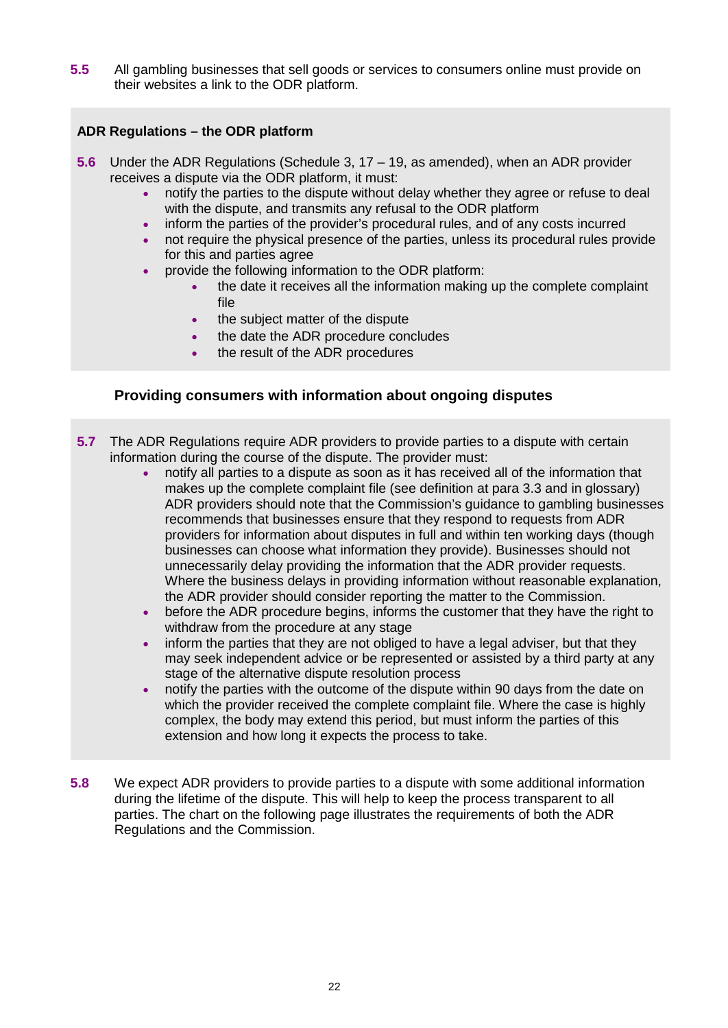**5.5** All gambling businesses that sell goods or services to consumers online must provide on their websites a link to the ODR platform.

**ADR Regulations – the ODR platform**

**5.6** Under the ADR Regulations (Schedule 3, 17 – 19, as amended), when an ADR provider receives a dispute via the ODR platform, it must:

- notify the parties to the dispute without delay whether they agree or refuse to deal with the dispute, and transmits any refusal to the ODR platform
- inform the parties of the provider's procedural rules, and of any costs incurred
- not require the physical presence of the parties, unless its procedural rules provide for this and parties agree
- provide the following information to the ODR platform:
  - the date it receives all the information making up the complete complaint file
  - the subject matter of the dispute
  - the date the ADR procedure concludes
  - the result of the ADR procedures

### Providing consumers with information about ongoing disputes

**5.7** The ADR Regulations require ADR providers to provide parties to a dispute with certain information during the course of the dispute. The provider must:

- notify all parties to a dispute as soon as it has received all of the information that makes up the complete complaint file (see definition at para 3.3 and in glossary) ADR providers should note that the Commission's guidance to gambling businesses recommends that businesses ensure that they respond to requests from ADR providers for information about disputes in full and within ten working days (though businesses can choose what information they provide). Businesses should not unnecessarily delay providing the information that the ADR provider requests. Where the business delays in providing information without reasonable explanation, the ADR provider should consider reporting the matter to the Commission.
- before the ADR procedure begins, informs the customer that they have the right to withdraw from the procedure at any stage
- inform the parties that they are not obliged to have a legal adviser, but that they may seek independent advice or be represented or assisted by a third party at any stage of the alternative dispute resolution process
- notify the parties with the outcome of the dispute within 90 days from the date on which the provider received the complete complaint file. Where the case is highly complex, the body may extend this period, but must inform the parties of this extension and how long it expects the process to take.

**5.8** We expect ADR providers to provide parties to a dispute with some additional information during the lifetime of the dispute. This will help to keep the process transparent to all parties. The chart on the following page illustrates the requirements of both the ADR Regulations and the Commission.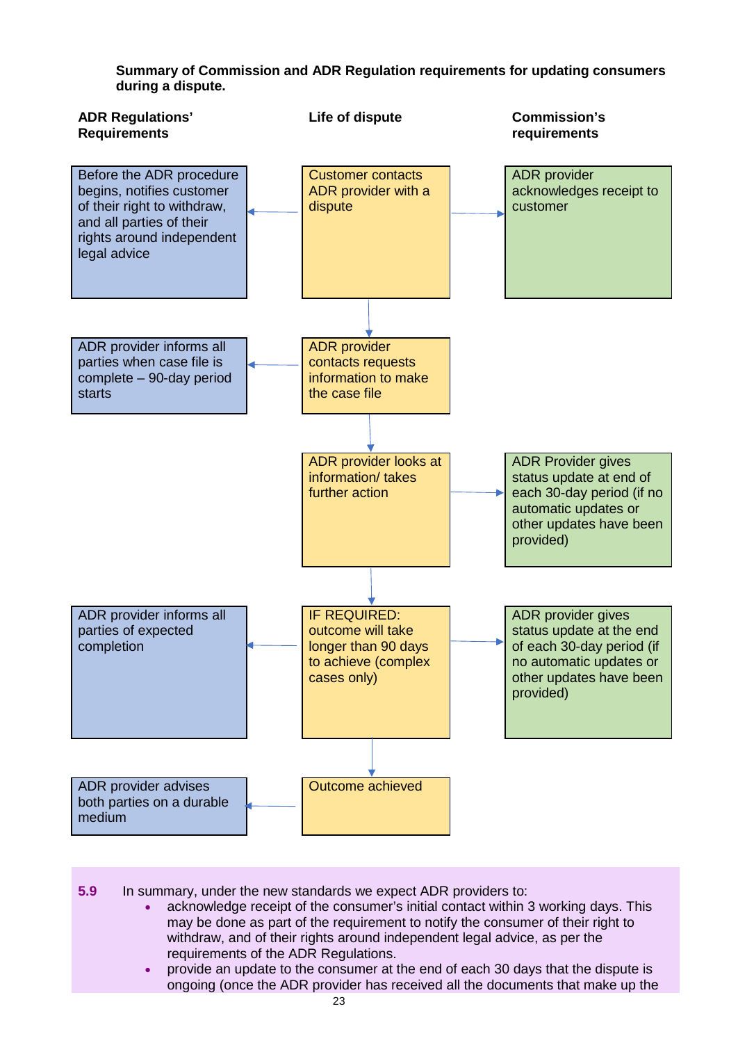**Summary of Commission and ADR Regulation requirements for updating consumers during a dispute.**

| ADR Regulations' Requirements | Life of dispute | Commission's requirements |
|---|---|---|
| Before the ADR procedure begins, notifies customer of their right to withdraw, and all parties of their rights around independent legal advice | Customer contacts ADR provider with a dispute | ADR provider acknowledges receipt to customer |
| ADR provider informs all parties when case file is complete – 90-day period starts | ADR provider contacts requests information to make the case file | |
| | ADR provider looks at information/ takes further action | ADR Provider gives status update at end of each 30-day period (if no automatic updates or other updates have been provided) |
| ADR provider informs all parties of expected completion | IF REQUIRED: outcome will take longer than 90 days to achieve (complex cases only) | ADR provider gives status update at the end of each 30-day period (if no automatic updates or other updates have been provided) |
| ADR provider advises both parties on a durable medium | Outcome achieved | |

**5.9** In summary, under the new standards we expect ADR providers to:

- acknowledge receipt of the consumer's initial contact within 3 working days. This may be done as part of the requirement to notify the consumer of their right to withdraw, and of their rights around independent legal advice, as per the requirements of the ADR Regulations.
- provide an update to the consumer at the end of each 30 days that the dispute is ongoing (once the ADR provider has received all the documents that make up the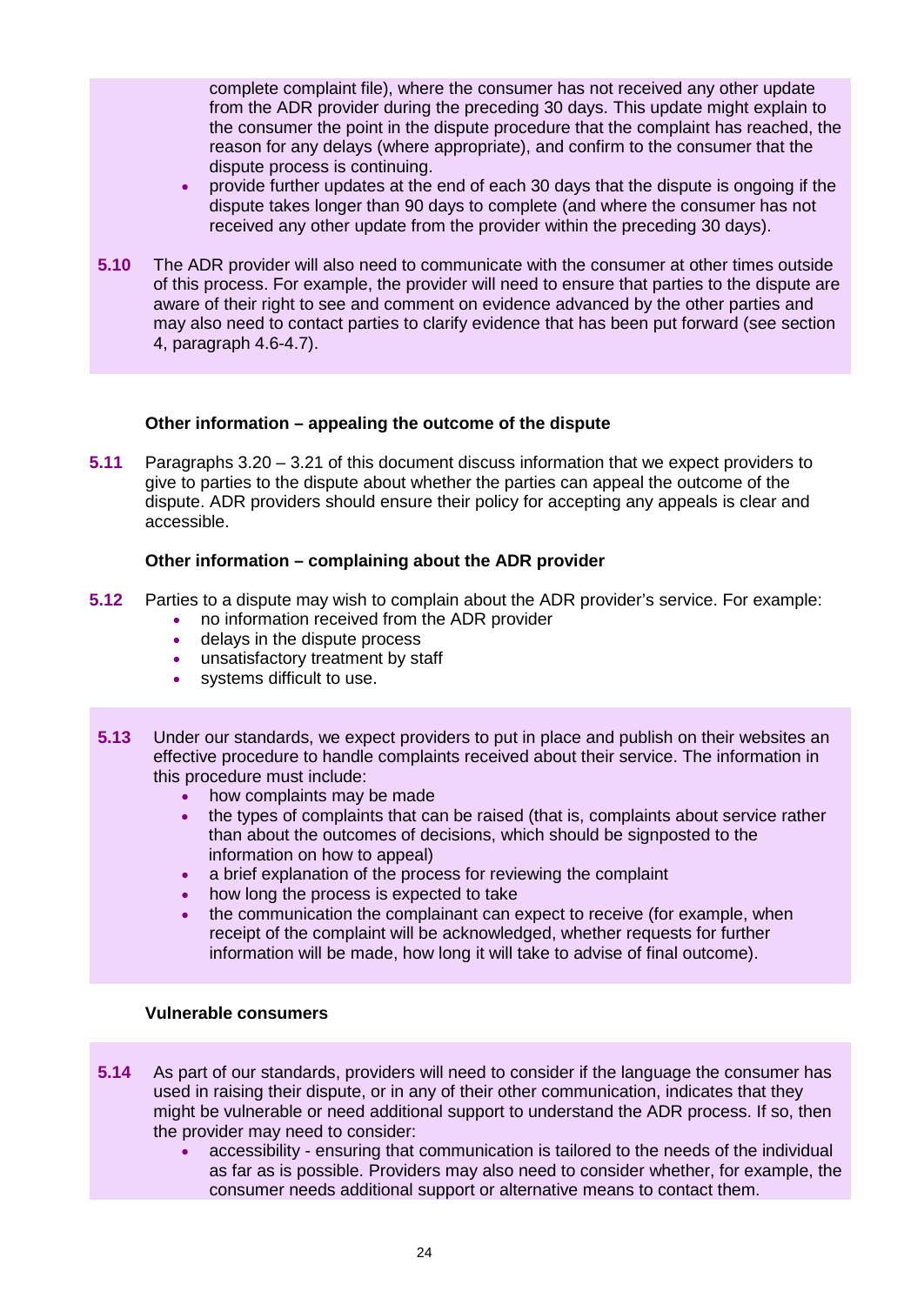complete complaint file), where the consumer has not received any other update from the ADR provider during the preceding 30 days. This update might explain to the consumer the point in the dispute procedure that the complaint has reached, the reason for any delays (where appropriate), and confirm to the consumer that the dispute process is continuing.

- provide further updates at the end of each 30 days that the dispute is ongoing if the dispute takes longer than 90 days to complete (and where the consumer has not received any other update from the provider within the preceding 30 days).

**5.10** The ADR provider will also need to communicate with the consumer at other times outside of this process. For example, the provider will need to ensure that parties to the dispute are aware of their right to see and comment on evidence advanced by the other parties and may also need to contact parties to clarify evidence that has been put forward (see section 4, paragraph 4.6-4.7).

**Other information – appealing the outcome of the dispute**

**5.11** Paragraphs 3.20 – 3.21 of this document discuss information that we expect providers to give to parties to the dispute about whether the parties can appeal the outcome of the dispute. ADR providers should ensure their policy for accepting any appeals is clear and accessible.

**Other information – complaining about the ADR provider**

**5.12** Parties to a dispute may wish to complain about the ADR provider's service. For example:

- no information received from the ADR provider
- delays in the dispute process
- unsatisfactory treatment by staff
- systems difficult to use.

**5.13** Under our standards, we expect providers to put in place and publish on their websites an effective procedure to handle complaints received about their service. The information in this procedure must include:

- how complaints may be made
- the types of complaints that can be raised (that is, complaints about service rather than about the outcomes of decisions, which should be signposted to the information on how to appeal)
- a brief explanation of the process for reviewing the complaint
- how long the process is expected to take
- the communication the complainant can expect to receive (for example, when receipt of the complaint will be acknowledged, whether requests for further information will be made, how long it will take to advise of final outcome).

**Vulnerable consumers**

**5.14** As part of our standards, providers will need to consider if the language the consumer has used in raising their dispute, or in any of their other communication, indicates that they might be vulnerable or need additional support to understand the ADR process. If so, then the provider may need to consider:

- accessibility - ensuring that communication is tailored to the needs of the individual as far as is possible. Providers may also need to consider whether, for example, the consumer needs additional support or alternative means to contact them.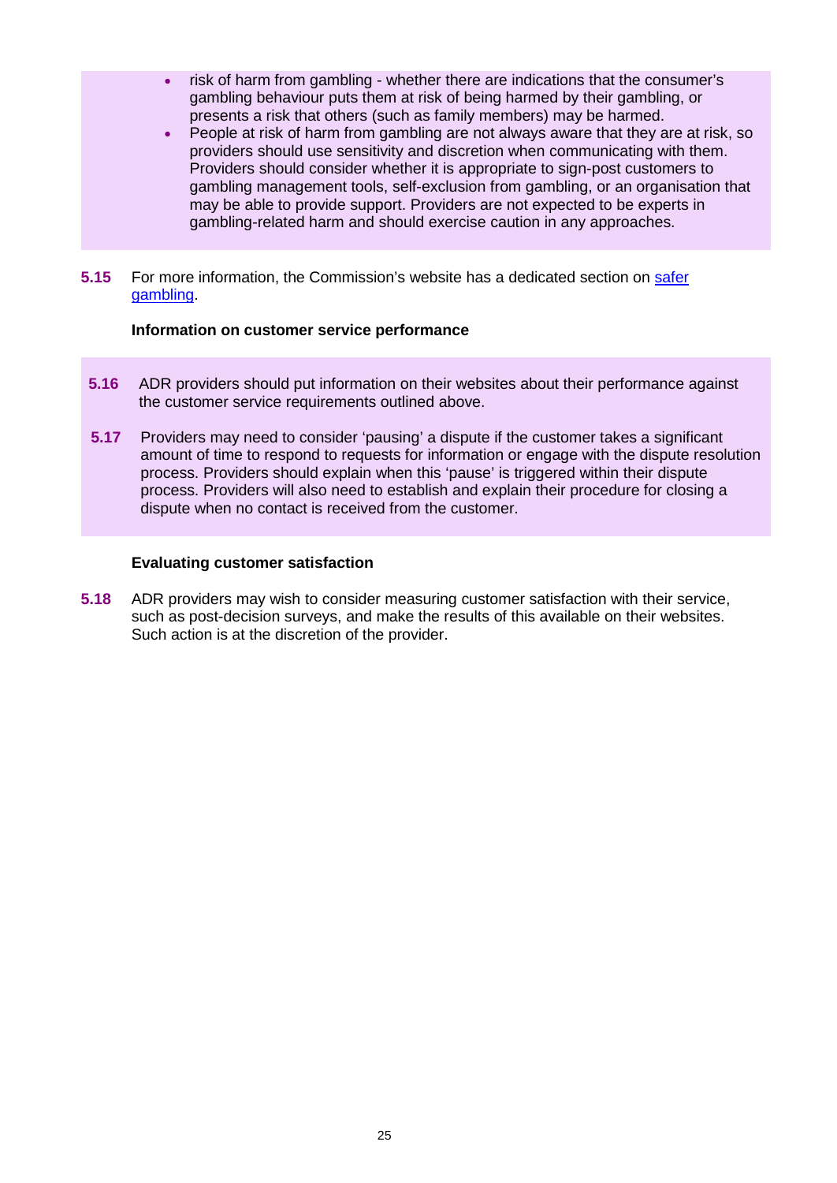- risk of harm from gambling - whether there are indications that the consumer's gambling behaviour puts them at risk of being harmed by their gambling, or presents a risk that others (such as family members) may be harmed.
- People at risk of harm from gambling are not always aware that they are at risk, so providers should use sensitivity and discretion when communicating with them. Providers should consider whether it is appropriate to sign-post customers to gambling management tools, self-exclusion from gambling, or an organisation that may be able to provide support. Providers are not expected to be experts in gambling-related harm and should exercise caution in any approaches.

**5.15** For more information, the Commission's website has a dedicated section on safer gambling.

**Information on customer service performance**

**5.16** ADR providers should put information on their websites about their performance against the customer service requirements outlined above.

**5.17** Providers may need to consider 'pausing' a dispute if the customer takes a significant amount of time to respond to requests for information or engage with the dispute resolution process. Providers should explain when this 'pause' is triggered within their dispute process. Providers will also need to establish and explain their procedure for closing a dispute when no contact is received from the customer.

**Evaluating customer satisfaction**

**5.18** ADR providers may wish to consider measuring customer satisfaction with their service, such as post-decision surveys, and make the results of this available on their websites. Such action is at the discretion of the provider.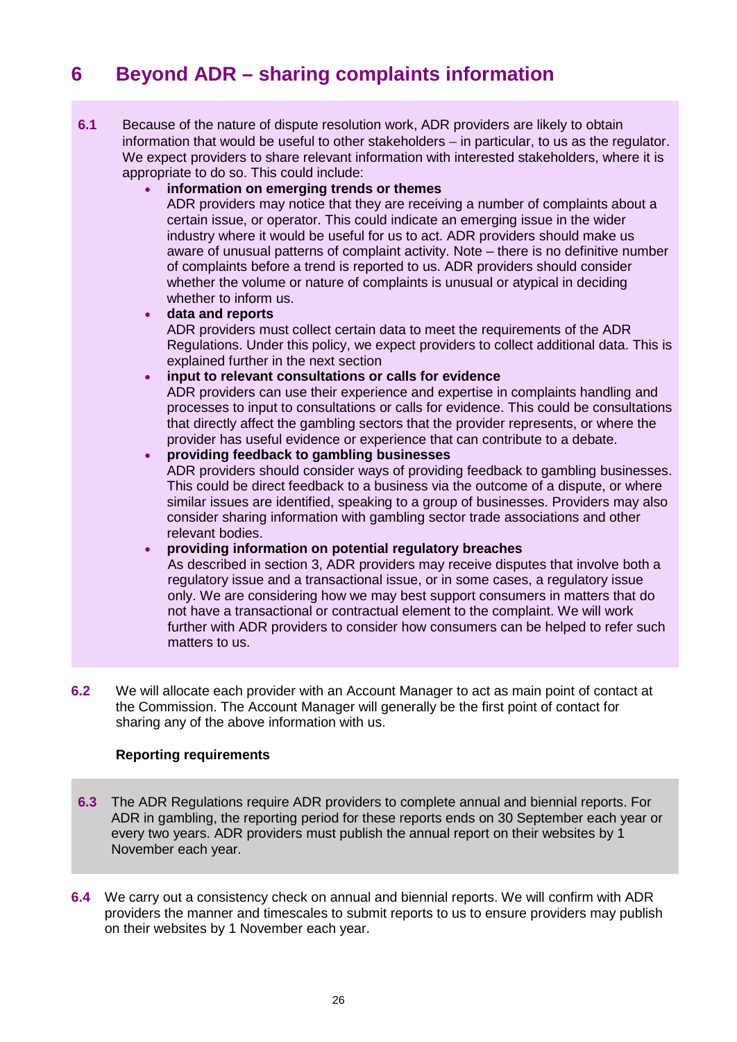# 6 Beyond ADR – sharing complaints information

**6.1** Because of the nature of dispute resolution work, ADR providers are likely to obtain information that would be useful to other stakeholders – in particular, to us as the regulator. We expect providers to share relevant information with interested stakeholders, where it is appropriate to do so. This could include:

- **information on emerging trends or themes**
  ADR providers may notice that they are receiving a number of complaints about a certain issue, or operator. This could indicate an emerging issue in the wider industry where it would be useful for us to act. ADR providers should make us aware of unusual patterns of complaint activity. Note – there is no definitive number of complaints before a trend is reported to us. ADR providers should consider whether the volume or nature of complaints is unusual or atypical in deciding whether to inform us.
- **data and reports**
  ADR providers must collect certain data to meet the requirements of the ADR Regulations. Under this policy, we expect providers to collect additional data. This is explained further in the next section
- **input to relevant consultations or calls for evidence**
  ADR providers can use their experience and expertise in complaints handling and processes to input to consultations or calls for evidence. This could be consultations that directly affect the gambling sectors that the provider represents, or where the provider has useful evidence or experience that can contribute to a debate.
- **providing feedback to gambling businesses**
  ADR providers should consider ways of providing feedback to gambling businesses. This could be direct feedback to a business via the outcome of a dispute, or where similar issues are identified, speaking to a group of businesses. Providers may also consider sharing information with gambling sector trade associations and other relevant bodies.
- **providing information on potential regulatory breaches**
  As described in section 3, ADR providers may receive disputes that involve both a regulatory issue and a transactional issue, or in some cases, a regulatory issue only. We are considering how we may best support consumers in matters that do not have a transactional or contractual element to the complaint. We will work further with ADR providers to consider how consumers can be helped to refer such matters to us.

**6.2** We will allocate each provider with an Account Manager to act as main point of contact at the Commission. The Account Manager will generally be the first point of contact for sharing any of the above information with us.

**Reporting requirements**

**6.3** The ADR Regulations require ADR providers to complete annual and biennial reports. For ADR in gambling, the reporting period for these reports ends on 30 September each year or every two years. ADR providers must publish the annual report on their websites by 1 November each year.

**6.4** We carry out a consistency check on annual and biennial reports. We will confirm with ADR providers the manner and timescales to submit reports to us to ensure providers may publish on their websites by 1 November each year.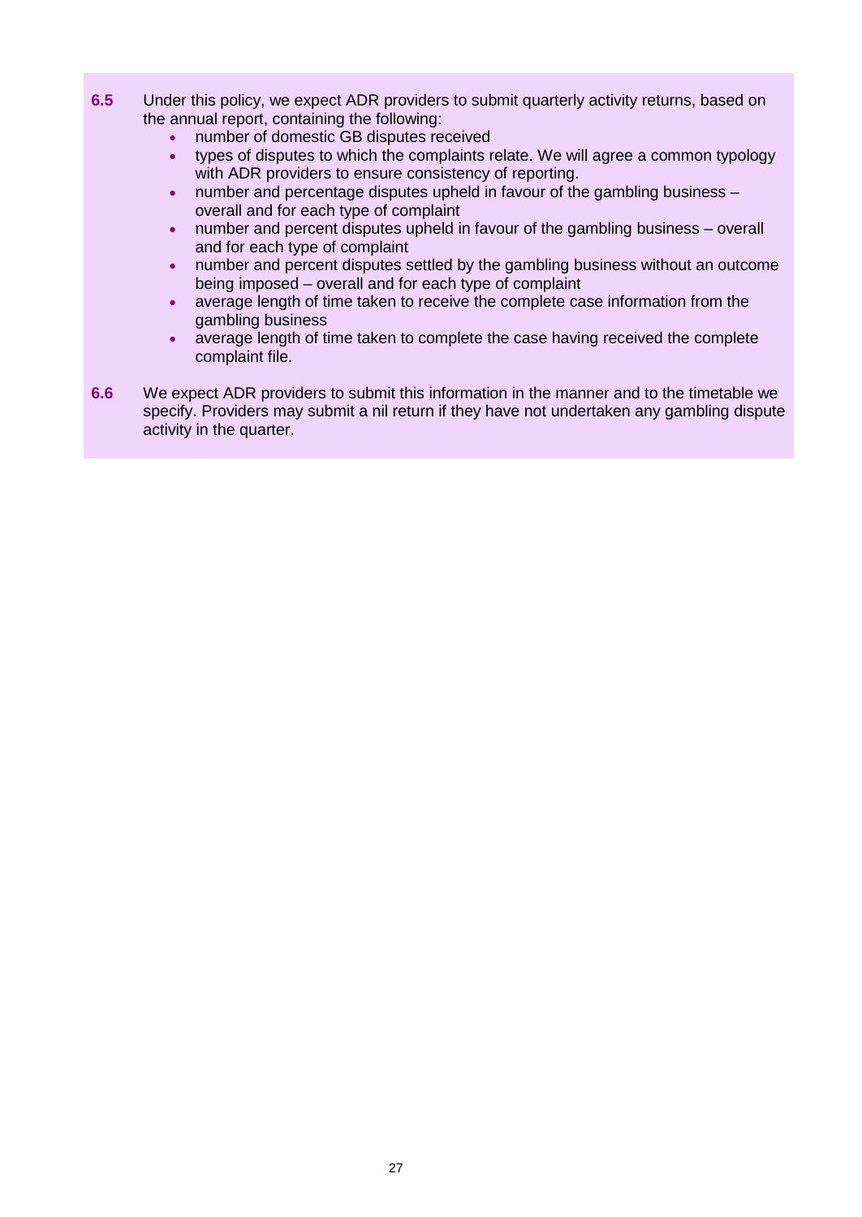**6.5** Under this policy, we expect ADR providers to submit quarterly activity returns, based on the annual report, containing the following:

- number of domestic GB disputes received
- types of disputes to which the complaints relate. We will agree a common typology with ADR providers to ensure consistency of reporting.
- number and percentage disputes upheld in favour of the gambling business – overall and for each type of complaint
- number and percent disputes upheld in favour of the gambling business – overall and for each type of complaint
- number and percent disputes settled by the gambling business without an outcome being imposed – overall and for each type of complaint
- average length of time taken to receive the complete case information from the gambling business
- average length of time taken to complete the case having received the complete complaint file.

**6.6** We expect ADR providers to submit this information in the manner and to the timetable we specify. Providers may submit a nil return if they have not undertaken any gambling dispute activity in the quarter.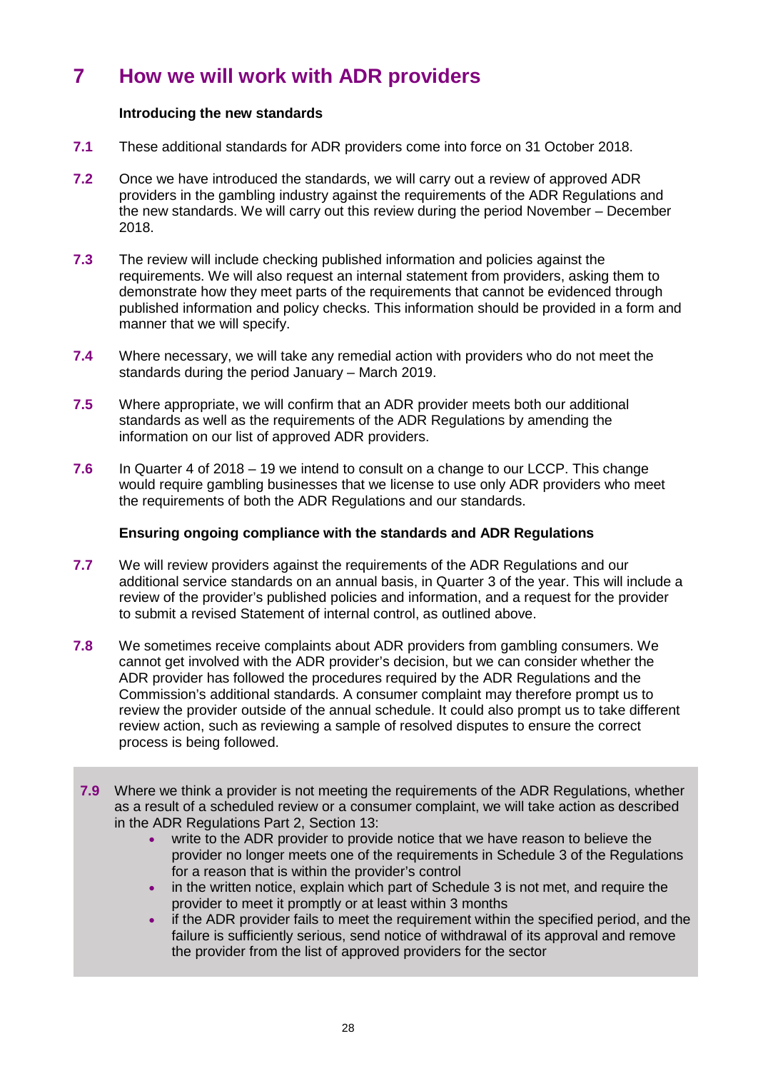# 7 How we will work with ADR providers

**Introducing the new standards**

**7.1** These additional standards for ADR providers come into force on 31 October 2018.

**7.2** Once we have introduced the standards, we will carry out a review of approved ADR providers in the gambling industry against the requirements of the ADR Regulations and the new standards. We will carry out this review during the period November – December 2018.

**7.3** The review will include checking published information and policies against the requirements. We will also request an internal statement from providers, asking them to demonstrate how they meet parts of the requirements that cannot be evidenced through published information and policy checks. This information should be provided in a form and manner that we will specify.

**7.4** Where necessary, we will take any remedial action with providers who do not meet the standards during the period January – March 2019.

**7.5** Where appropriate, we will confirm that an ADR provider meets both our additional standards as well as the requirements of the ADR Regulations by amending the information on our list of approved ADR providers.

**7.6** In Quarter 4 of 2018 – 19 we intend to consult on a change to our LCCP. This change would require gambling businesses that we license to use only ADR providers who meet the requirements of both the ADR Regulations and our standards.

**Ensuring ongoing compliance with the standards and ADR Regulations**

**7.7** We will review providers against the requirements of the ADR Regulations and our additional service standards on an annual basis, in Quarter 3 of the year. This will include a review of the provider's published policies and information, and a request for the provider to submit a revised Statement of internal control, as outlined above.

**7.8** We sometimes receive complaints about ADR providers from gambling consumers. We cannot get involved with the ADR provider's decision, but we can consider whether the ADR provider has followed the procedures required by the ADR Regulations and the Commission's additional standards. A consumer complaint may therefore prompt us to review the provider outside of the annual schedule. It could also prompt us to take different review action, such as reviewing a sample of resolved disputes to ensure the correct process is being followed.

**7.9** Where we think a provider is not meeting the requirements of the ADR Regulations, whether as a result of a scheduled review or a consumer complaint, we will take action as described in the ADR Regulations Part 2, Section 13:

- write to the ADR provider to provide notice that we have reason to believe the provider no longer meets one of the requirements in Schedule 3 of the Regulations for a reason that is within the provider's control
- in the written notice, explain which part of Schedule 3 is not met, and require the provider to meet it promptly or at least within 3 months
- if the ADR provider fails to meet the requirement within the specified period, and the failure is sufficiently serious, send notice of withdrawal of its approval and remove the provider from the list of approved providers for the sector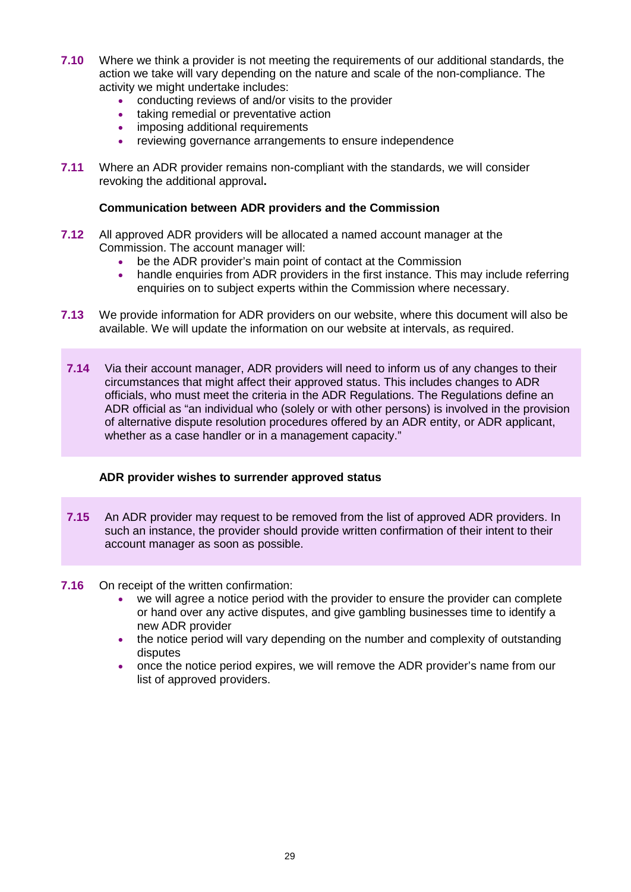**7.10** Where we think a provider is not meeting the requirements of our additional standards, the action we take will vary depending on the nature and scale of the non-compliance. The activity we might undertake includes:

- conducting reviews of and/or visits to the provider
- taking remedial or preventative action
- imposing additional requirements
- reviewing governance arrangements to ensure independence

**7.11** Where an ADR provider remains non-compliant with the standards, we will consider revoking the additional approval**.**

### Communication between ADR providers and the Commission

**7.12** All approved ADR providers will be allocated a named account manager at the Commission. The account manager will:

- be the ADR provider's main point of contact at the Commission
- handle enquiries from ADR providers in the first instance. This may include referring enquiries on to subject experts within the Commission where necessary.

**7.13** We provide information for ADR providers on our website, where this document will also be available. We will update the information on our website at intervals, as required.

**7.14** Via their account manager, ADR providers will need to inform us of any changes to their circumstances that might affect their approved status. This includes changes to ADR officials, who must meet the criteria in the ADR Regulations. The Regulations define an ADR official as "an individual who (solely or with other persons) is involved in the provision of alternative dispute resolution procedures offered by an ADR entity, or ADR applicant, whether as a case handler or in a management capacity."

### ADR provider wishes to surrender approved status

**7.15** An ADR provider may request to be removed from the list of approved ADR providers. In such an instance, the provider should provide written confirmation of their intent to their account manager as soon as possible.

**7.16** On receipt of the written confirmation:

- we will agree a notice period with the provider to ensure the provider can complete or hand over any active disputes, and give gambling businesses time to identify a new ADR provider
- the notice period will vary depending on the number and complexity of outstanding disputes
- once the notice period expires, we will remove the ADR provider's name from our list of approved providers.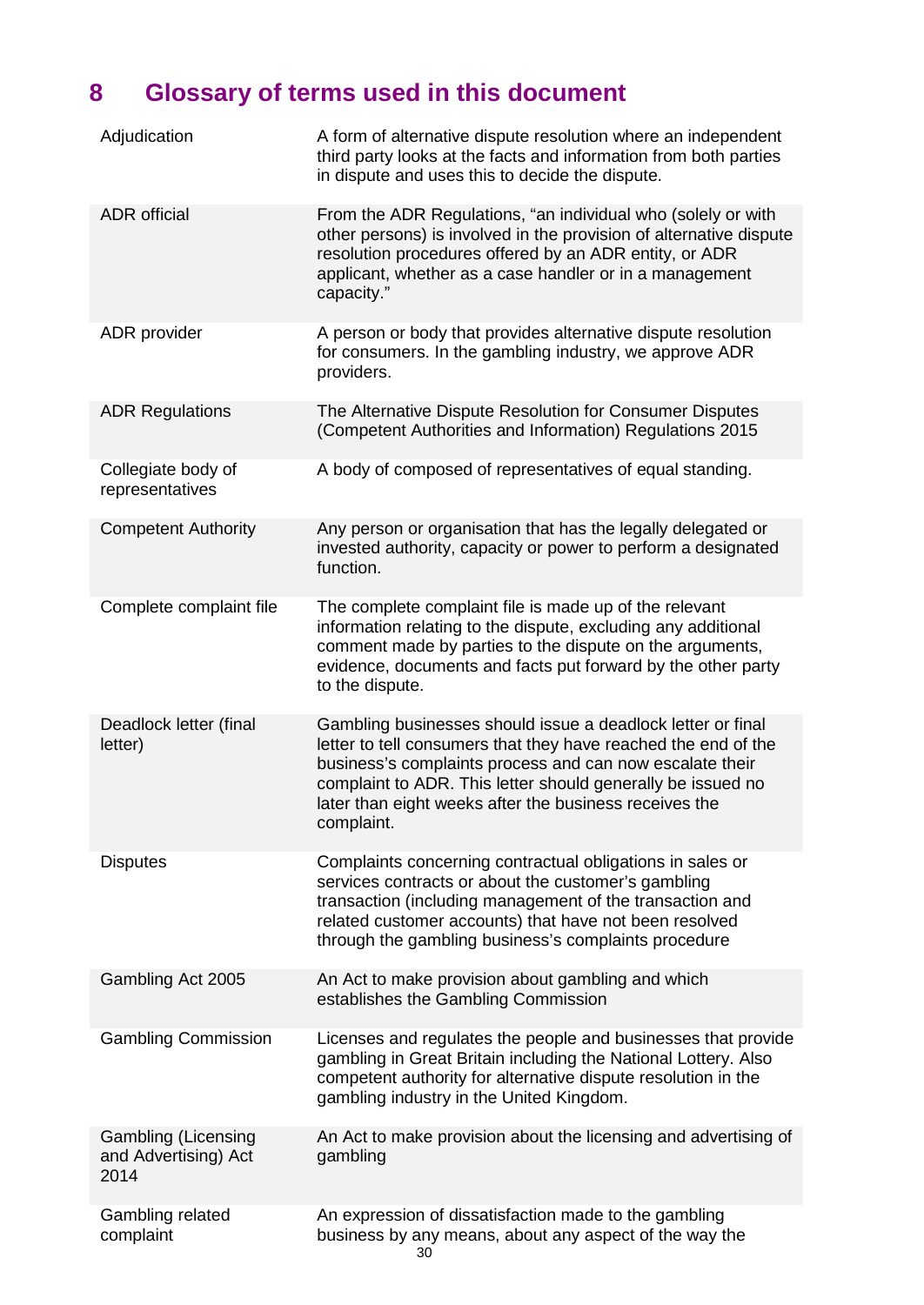# 8 Glossary of terms used in this document

| Term | Definition |
|---|---|
| Adjudication | A form of alternative dispute resolution where an independent third party looks at the facts and information from both parties in dispute and uses this to decide the dispute. |
| ADR official | From the ADR Regulations, "an individual who (solely or with other persons) is involved in the provision of alternative dispute resolution procedures offered by an ADR entity, or ADR applicant, whether as a case handler or in a management capacity." |
| ADR provider | A person or body that provides alternative dispute resolution for consumers. In the gambling industry, we approve ADR providers. |
| ADR Regulations | The Alternative Dispute Resolution for Consumer Disputes (Competent Authorities and Information) Regulations 2015 |
| Collegiate body of representatives | A body of composed of representatives of equal standing. |
| Competent Authority | Any person or organisation that has the legally delegated or invested authority, capacity or power to perform a designated function. |
| Complete complaint file | The complete complaint file is made up of the relevant information relating to the dispute, excluding any additional comment made by parties to the dispute on the arguments, evidence, documents and facts put forward by the other party to the dispute. |
| Deadlock letter (final letter) | Gambling businesses should issue a deadlock letter or final letter to tell consumers that they have reached the end of the business's complaints process and can now escalate their complaint to ADR. This letter should generally be issued no later than eight weeks after the business receives the complaint. |
| Disputes | Complaints concerning contractual obligations in sales or services contracts or about the customer's gambling transaction (including management of the transaction and related customer accounts) that have not been resolved through the gambling business's complaints procedure |
| Gambling Act 2005 | An Act to make provision about gambling and which establishes the Gambling Commission |
| Gambling Commission | Licenses and regulates the people and businesses that provide gambling in Great Britain including the National Lottery. Also competent authority for alternative dispute resolution in the gambling industry in the United Kingdom. |
| Gambling (Licensing and Advertising) Act 2014 | An Act to make provision about the licensing and advertising of gambling |
| Gambling related complaint | An expression of dissatisfaction made to the gambling business by any means, about any aspect of the way the |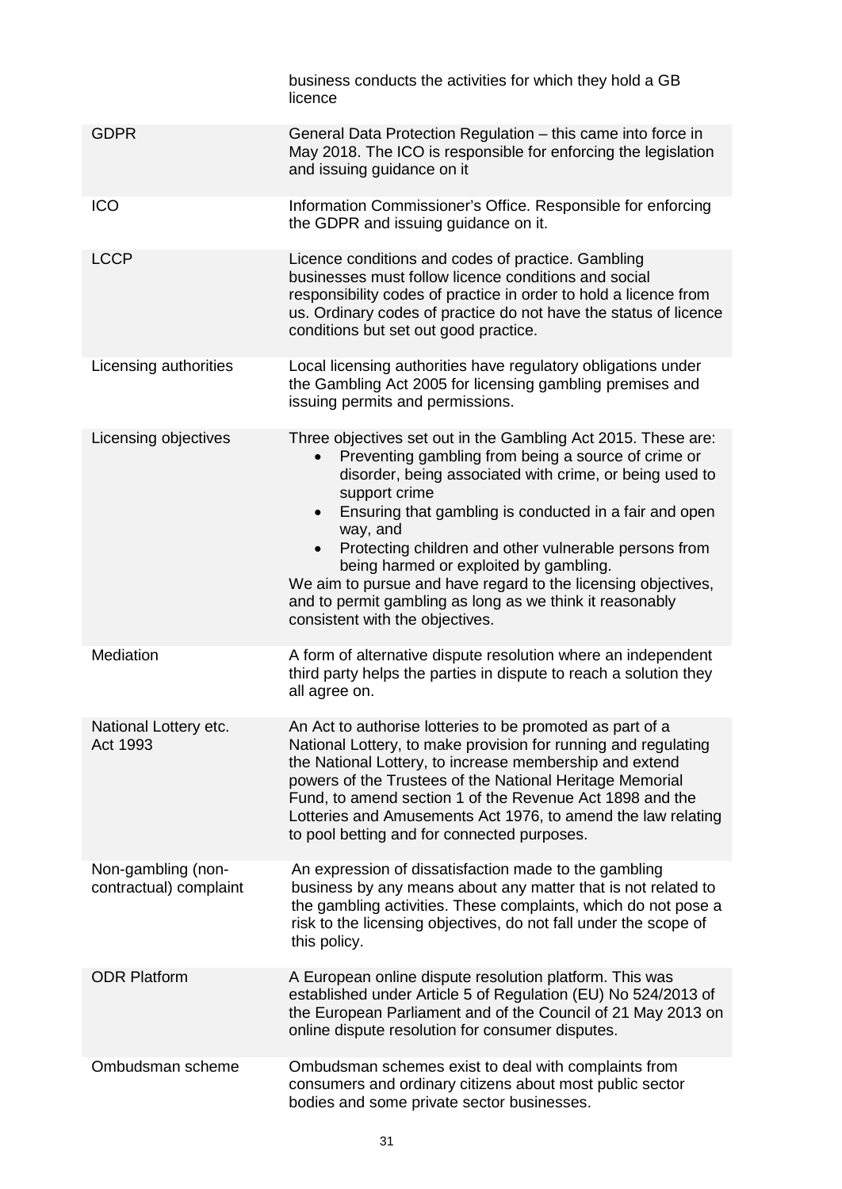| | |
|---|---|
| | business conducts the activities for which they hold a GB licence |
| GDPR | General Data Protection Regulation – this came into force in May 2018. The ICO is responsible for enforcing the legislation and issuing guidance on it |
| ICO | Information Commissioner's Office. Responsible for enforcing the GDPR and issuing guidance on it. |
| LCCP | Licence conditions and codes of practice. Gambling businesses must follow licence conditions and social responsibility codes of practice in order to hold a licence from us. Ordinary codes of practice do not have the status of licence conditions but set out good practice. |
| Licensing authorities | Local licensing authorities have regulatory obligations under the Gambling Act 2005 for licensing gambling premises and issuing permits and permissions. |
| Licensing objectives | Three objectives set out in the Gambling Act 2015. These are: <br>• Preventing gambling from being a source of crime or disorder, being associated with crime, or being used to support crime <br>• Ensuring that gambling is conducted in a fair and open way, and <br>• Protecting children and other vulnerable persons from being harmed or exploited by gambling. <br>We aim to pursue and have regard to the licensing objectives, and to permit gambling as long as we think it reasonably consistent with the objectives. |
| Mediation | A form of alternative dispute resolution where an independent third party helps the parties in dispute to reach a solution they all agree on. |
| National Lottery etc. Act 1993 | An Act to authorise lotteries to be promoted as part of a National Lottery, to make provision for running and regulating the National Lottery, to increase membership and extend powers of the Trustees of the National Heritage Memorial Fund, to amend section 1 of the Revenue Act 1898 and the Lotteries and Amusements Act 1976, to amend the law relating to pool betting and for connected purposes. |
| Non-gambling (non-contractual) complaint | An expression of dissatisfaction made to the gambling business by any means about any matter that is not related to the gambling activities. These complaints, which do not pose a risk to the licensing objectives, do not fall under the scope of this policy. |
| ODR Platform | A European online dispute resolution platform. This was established under Article 5 of Regulation (EU) No 524/2013 of the European Parliament and of the Council of 21 May 2013 on online dispute resolution for consumer disputes. |
| Ombudsman scheme | Ombudsman schemes exist to deal with complaints from consumers and ordinary citizens about most public sector bodies and some private sector businesses. |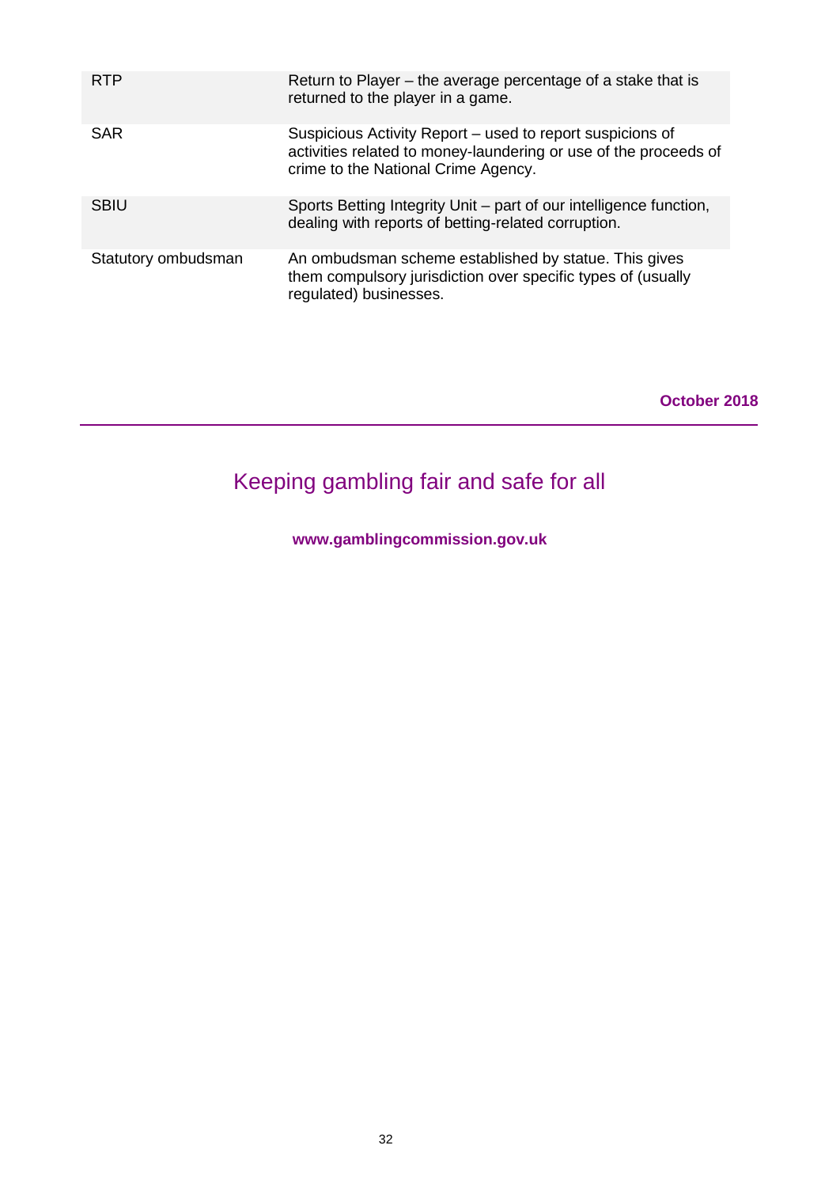| | |
|---|---|
| RTP | Return to Player – the average percentage of a stake that is returned to the player in a game. |
| SAR | Suspicious Activity Report – used to report suspicions of activities related to money-laundering or use of the proceeds of crime to the National Crime Agency. |
| SBIU | Sports Betting Integrity Unit – part of our intelligence function, dealing with reports of betting-related corruption. |
| Statutory ombudsman | An ombudsman scheme established by statue. This gives them compulsory jurisdiction over specific types of (usually regulated) businesses. |

**October 2018**

---

Keeping gambling fair and safe for all

**www.gamblingcommission.gov.uk**